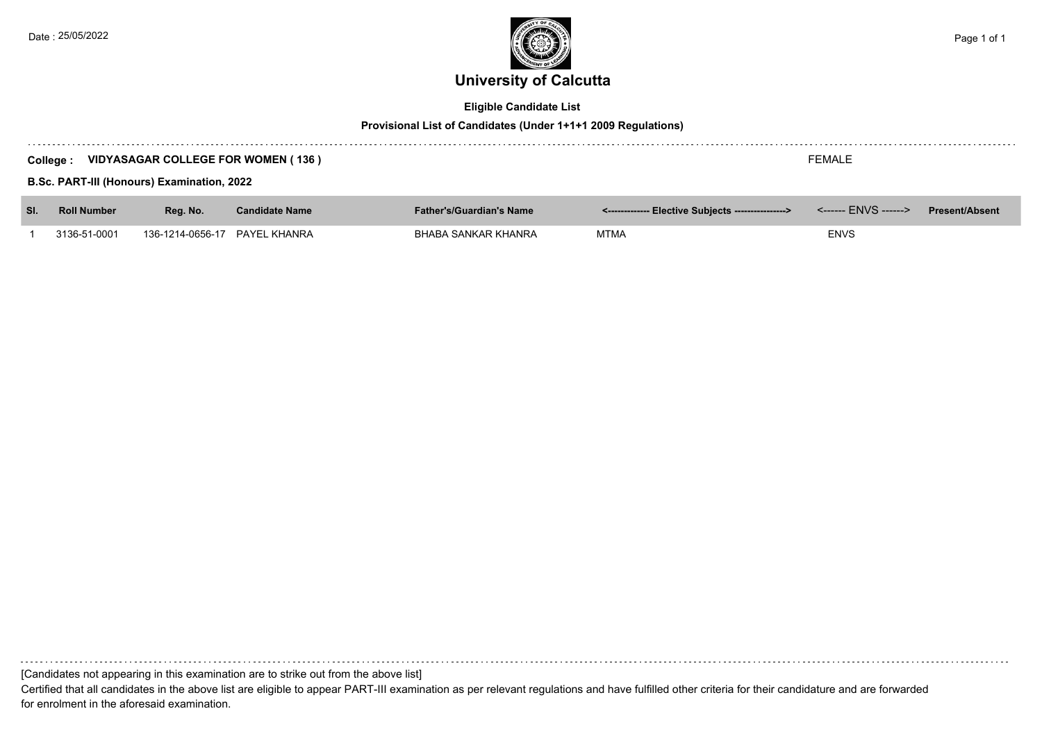Date : 25/05/2022

# University of Calcutta

**Eligible Candidate List**

**Provisional List of Candidates (Under 1+1+1 2009 Regulations)**

**College : VIDYASAGAR COLLEGE FOR WOMEN ( 136 )** FEMALE

**B.Sc. PART-III (Honours) Examination, 2022**

| Sl. | Roll Number | Reg. No. | Candidate Name | Father's/Guardian's Name | <------------- Elective Subjects ----------------> | <------ ENVS ------> | Present/Absent |
|---|---|---|---|---|---|---|---|
| 1 | 3136-51-0001 | 136-1214-0656-17 | PAYEL KHANRA | BHABA SANKAR KHANRA | MTMA | ENVS | |

[Candidates not appearing in this examination are to strike out from the above list]

Certified that all candidates in the above list are eligible to appear PART-III examination as per relevant regulations and have fulfilled other criteria for their candidature and are forwarded for enrolment in the aforesaid examination.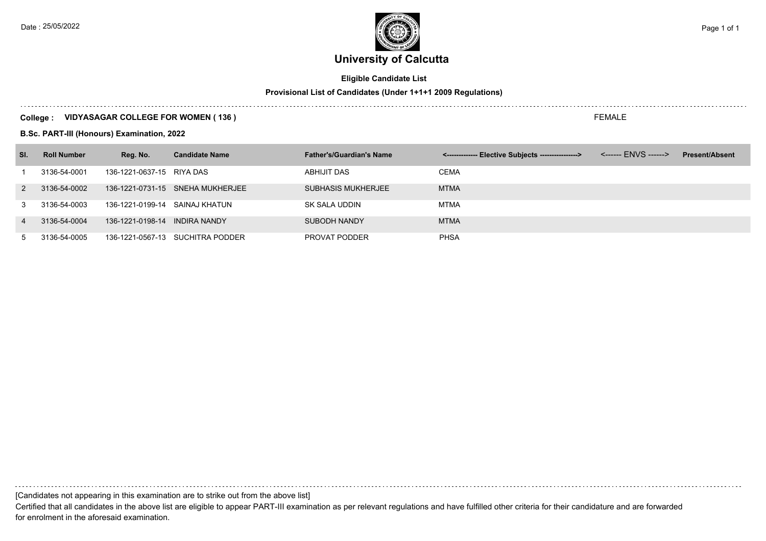# University of Calcutta

**Eligible Candidate List**

**Provisional List of Candidates (Under 1+1+1 2009 Regulations)**

**College : VIDYASAGAR COLLEGE FOR WOMEN ( 136 )** FEMALE

**B.Sc. PART-III (Honours) Examination, 2022**

| Sl. | Roll Number | Reg. No. | Candidate Name | Father's/Guardian's Name | <------------- Elective Subjects ----------------> | <------ ENVS ------> | Present/Absent |
|---|---|---|---|---|---|---|---|
| 1 | 3136-54-0001 | 136-1221-0637-15 | RIYA DAS | ABHIJIT DAS | CEMA | | |
| 2 | 3136-54-0002 | 136-1221-0731-15 | SNEHA MUKHERJEE | SUBHASIS MUKHERJEE | MTMA | | |
| 3 | 3136-54-0003 | 136-1221-0199-14 | SAINAJ KHATUN | SK SALA UDDIN | MTMA | | |
| 4 | 3136-54-0004 | 136-1221-0198-14 | INDIRA NANDY | SUBODH NANDY | MTMA | | |
| 5 | 3136-54-0005 | 136-1221-0567-13 | SUCHITRA PODDER | PROVAT PODDER | PHSA | | |

[Candidates not appearing in this examination are to strike out from the above list]

Certified that all candidates in the above list are eligible to appear PART-III examination as per relevant regulations and have fulfilled other criteria for their candidature and are forwarded for enrolment in the aforesaid examination.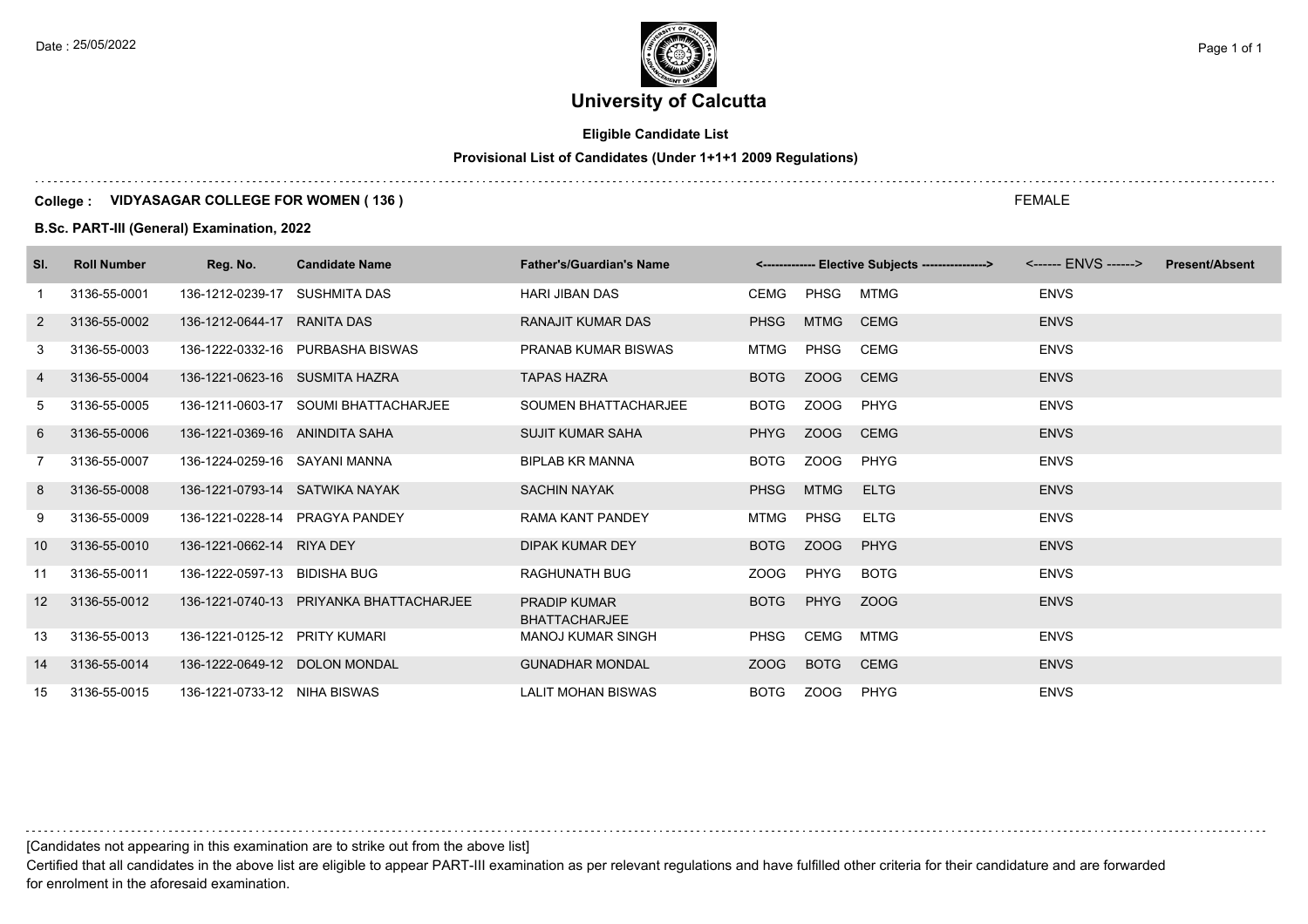Date : 25/05/2022

# University of Calcutta

## Eligible Candidate List

### Provisional List of Candidates (Under 1+1+1 2009 Regulations)

**College : VIDYASAGAR COLLEGE FOR WOMEN ( 136 )** FEMALE

**B.Sc. PART-III (General) Examination, 2022**

| Sl. | Roll Number | Reg. No. | Candidate Name | Father's/Guardian's Name | <------------- Elective Subjects ----------------> | | | <------ ENVS ------> | Present/Absent |
|---|---|---|---|---|---|---|---|---|---|
| 1 | 3136-55-0001 | 136-1212-0239-17 | SUSHMITA DAS | HARI JIBAN DAS | CEMG | PHSG | MTMG | ENVS | |
| 2 | 3136-55-0002 | 136-1212-0644-17 | RANITA DAS | RANAJIT KUMAR DAS | PHSG | MTMG | CEMG | ENVS | |
| 3 | 3136-55-0003 | 136-1222-0332-16 | PURBASHA BISWAS | PRANAB KUMAR BISWAS | MTMG | PHSG | CEMG | ENVS | |
| 4 | 3136-55-0004 | 136-1221-0623-16 | SUSMITA HAZRA | TAPAS HAZRA | BOTG | ZOOG | CEMG | ENVS | |
| 5 | 3136-55-0005 | 136-1211-0603-17 | SOUMI BHATTACHARJEE | SOUMEN BHATTACHARJEE | BOTG | ZOOG | PHYG | ENVS | |
| 6 | 3136-55-0006 | 136-1221-0369-16 | ANINDITA SAHA | SUJIT KUMAR SAHA | PHYG | ZOOG | CEMG | ENVS | |
| 7 | 3136-55-0007 | 136-1224-0259-16 | SAYANI MANNA | BIPLAB KR MANNA | BOTG | ZOOG | PHYG | ENVS | |
| 8 | 3136-55-0008 | 136-1221-0793-14 | SATWIKA NAYAK | SACHIN NAYAK | PHSG | MTMG | ELTG | ENVS | |
| 9 | 3136-55-0009 | 136-1221-0228-14 | PRAGYA PANDEY | RAMA KANT PANDEY | MTMG | PHSG | ELTG | ENVS | |
| 10 | 3136-55-0010 | 136-1221-0662-14 | RIYA DEY | DIPAK KUMAR DEY | BOTG | ZOOG | PHYG | ENVS | |
| 11 | 3136-55-0011 | 136-1222-0597-13 | BIDISHA BUG | RAGHUNATH BUG | ZOOG | PHYG | BOTG | ENVS | |
| 12 | 3136-55-0012 | 136-1221-0740-13 | PRIYANKA BHATTACHARJEE | PRADIP KUMAR BHATTACHARJEE | BOTG | PHYG | ZOOG | ENVS | |
| 13 | 3136-55-0013 | 136-1221-0125-12 | PRITY KUMARI | MANOJ KUMAR SINGH | PHSG | CEMG | MTMG | ENVS | |
| 14 | 3136-55-0014 | 136-1222-0649-12 | DOLON MONDAL | GUNADHAR MONDAL | ZOOG | BOTG | CEMG | ENVS | |
| 15 | 3136-55-0015 | 136-1221-0733-12 | NIHA BISWAS | LALIT MOHAN BISWAS | BOTG | ZOOG | PHYG | ENVS | |

[Candidates not appearing in this examination are to strike out from the above list]

Certified that all candidates in the above list are eligible to appear PART-III examination as per relevant regulations and have fulfilled other criteria for their candidature and are forwarded for enrolment in the aforesaid examination.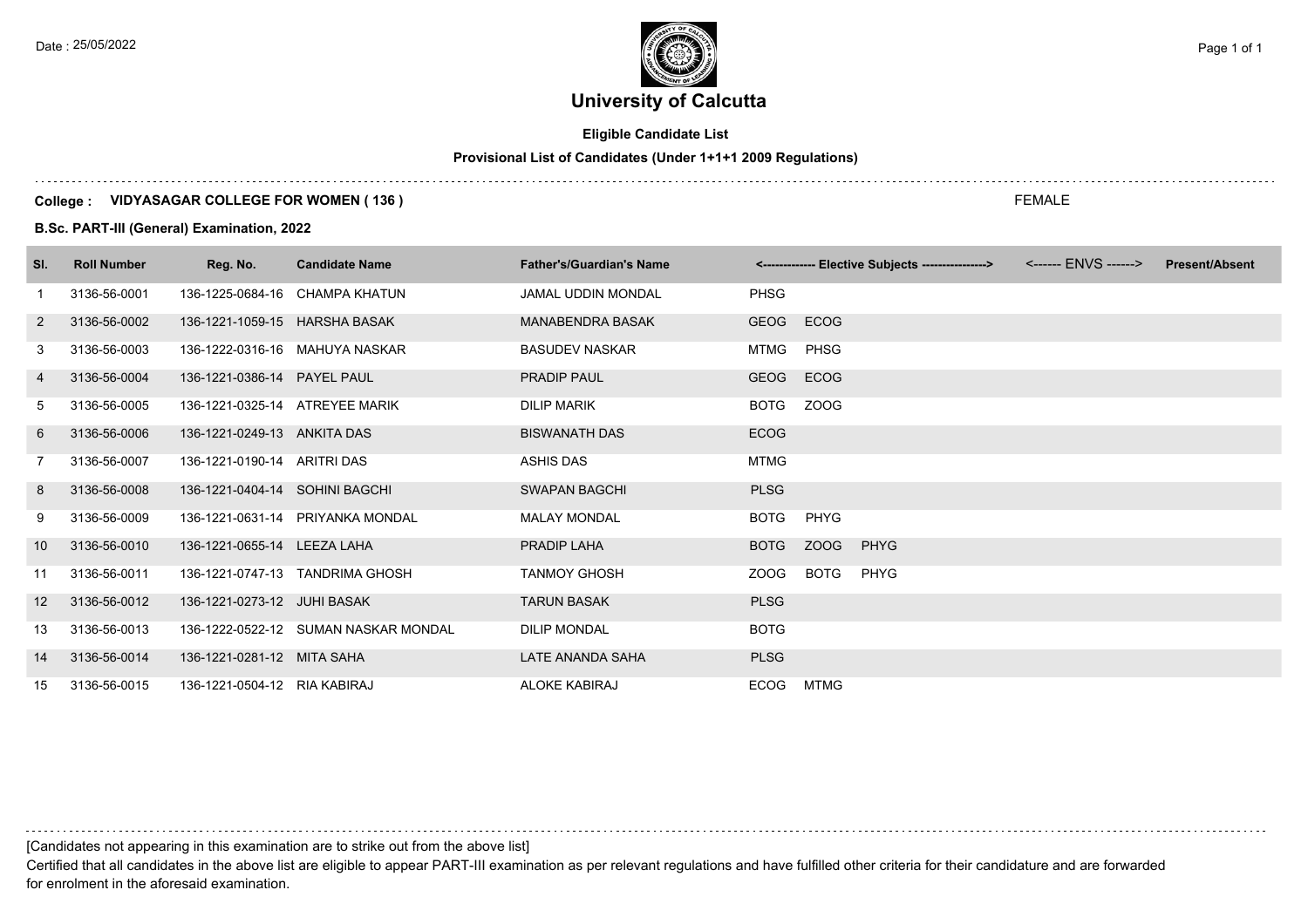Date : 25/05/2022

# University of Calcutta

**Eligible Candidate List**

**Provisional List of Candidates (Under 1+1+1 2009 Regulations)**

**College : VIDYASAGAR COLLEGE FOR WOMEN ( 136 )** FEMALE

**B.Sc. PART-III (General) Examination, 2022**

| Sl. | Roll Number | Reg. No. | Candidate Name | Father's/Guardian's Name | <------------- Elective Subjects ----------------> | <------ ENVS ------> | Present/Absent |
|---|---|---|---|---|---|---|---|
| 1 | 3136-56-0001 | 136-1225-0684-16 | CHAMPA KHATUN | JAMAL UDDIN MONDAL | PHSG | | |
| 2 | 3136-56-0002 | 136-1221-1059-15 | HARSHA BASAK | MANABENDRA BASAK | GEOG ECOG | | |
| 3 | 3136-56-0003 | 136-1222-0316-16 | MAHUYA NASKAR | BASUDEV NASKAR | MTMG PHSG | | |
| 4 | 3136-56-0004 | 136-1221-0386-14 | PAYEL PAUL | PRADIP PAUL | GEOG ECOG | | |
| 5 | 3136-56-0005 | 136-1221-0325-14 | ATREYEE MARIK | DILIP MARIK | BOTG ZOOG | | |
| 6 | 3136-56-0006 | 136-1221-0249-13 | ANKITA DAS | BISWANATH DAS | ECOG | | |
| 7 | 3136-56-0007 | 136-1221-0190-14 | ARITRI DAS | ASHIS DAS | MTMG | | |
| 8 | 3136-56-0008 | 136-1221-0404-14 | SOHINI BAGCHI | SWAPAN BAGCHI | PLSG | | |
| 9 | 3136-56-0009 | 136-1221-0631-14 | PRIYANKA MONDAL | MALAY MONDAL | BOTG PHYG | | |
| 10 | 3136-56-0010 | 136-1221-0655-14 | LEEZA LAHA | PRADIP LAHA | BOTG ZOOG PHYG | | |
| 11 | 3136-56-0011 | 136-1221-0747-13 | TANDRIMA GHOSH | TANMOY GHOSH | ZOOG BOTG PHYG | | |
| 12 | 3136-56-0012 | 136-1221-0273-12 | JUHI BASAK | TARUN BASAK | PLSG | | |
| 13 | 3136-56-0013 | 136-1222-0522-12 | SUMAN NASKAR MONDAL | DILIP MONDAL | BOTG | | |
| 14 | 3136-56-0014 | 136-1221-0281-12 | MITA SAHA | LATE ANANDA SAHA | PLSG | | |
| 15 | 3136-56-0015 | 136-1221-0504-12 | RIA KABIRAJ | ALOKE KABIRAJ | ECOG MTMG | | |

[Candidates not appearing in this examination are to strike out from the above list]

Certified that all candidates in the above list are eligible to appear PART-III examination as per relevant regulations and have fulfilled other criteria for their candidature and are forwarded for enrolment in the aforesaid examination.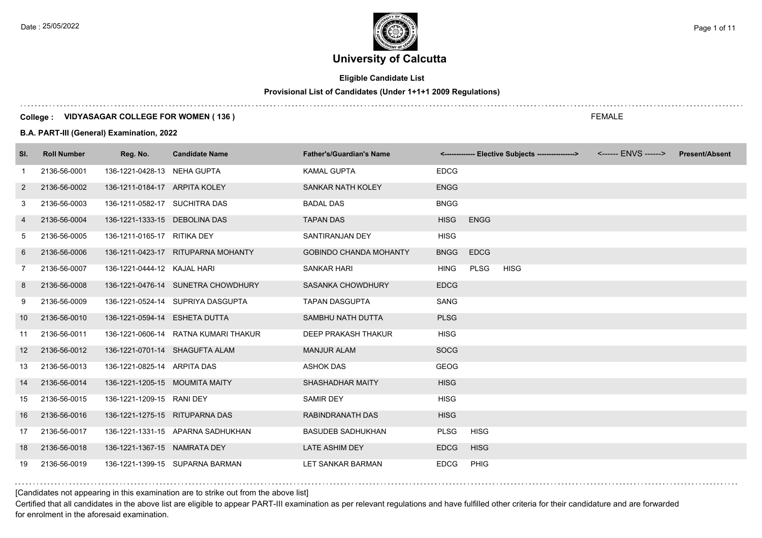# University of Calcutta

**Eligible Candidate List**

**Provisional List of Candidates (Under 1+1+1 2009 Regulations)**

**College : VIDYASAGAR COLLEGE FOR WOMEN ( 136 )** FEMALE

**B.A. PART-III (General) Examination, 2022**

| Sl. | Roll Number | Reg. No. | Candidate Name | Father's/Guardian's Name | <------------- Elective Subjects ----------------> | <------ ENVS ------> | Present/Absent |
|---|---|---|---|---|---|---|---|
| 1 | 2136-56-0001 | 136-1221-0428-13 | NEHA GUPTA | KAMAL GUPTA | EDCG | | |
| 2 | 2136-56-0002 | 136-1211-0184-17 | ARPITA KOLEY | SANKAR NATH KOLEY | ENGG | | |
| 3 | 2136-56-0003 | 136-1211-0582-17 | SUCHITRA DAS | BADAL DAS | BNGG | | |
| 4 | 2136-56-0004 | 136-1221-1333-15 | DEBOLINA DAS | TAPAN DAS | HISG ENGG | | |
| 5 | 2136-56-0005 | 136-1211-0165-17 | RITIKA DEY | SANTIRANJAN DEY | HISG | | |
| 6 | 2136-56-0006 | 136-1211-0423-17 | RITUPARNA MOHANTY | GOBINDO CHANDA MOHANTY | BNGG EDCG | | |
| 7 | 2136-56-0007 | 136-1221-0444-12 | KAJAL HARI | SANKAR HARI | HING PLSG HISG | | |
| 8 | 2136-56-0008 | 136-1221-0476-14 | SUNETRA CHOWDHURY | SASANKA CHOWDHURY | EDCG | | |
| 9 | 2136-56-0009 | 136-1221-0524-14 | SUPRIYA DASGUPTA | TAPAN DASGUPTA | SANG | | |
| 10 | 2136-56-0010 | 136-1221-0594-14 | ESHETA DUTTA | SAMBHU NATH DUTTA | PLSG | | |
| 11 | 2136-56-0011 | 136-1221-0606-14 | RATNA KUMARI THAKUR | DEEP PRAKASH THAKUR | HISG | | |
| 12 | 2136-56-0012 | 136-1221-0701-14 | SHAGUFTA ALAM | MANJUR ALAM | SOCG | | |
| 13 | 2136-56-0013 | 136-1221-0825-14 | ARPITA DAS | ASHOK DAS | GEOG | | |
| 14 | 2136-56-0014 | 136-1221-1205-15 | MOUMITA MAITY | SHASHADHAR MAITY | HISG | | |
| 15 | 2136-56-0015 | 136-1221-1209-15 | RANI DEY | SAMIR DEY | HISG | | |
| 16 | 2136-56-0016 | 136-1221-1275-15 | RITUPARNA DAS | RABINDRANATH DAS | HISG | | |
| 17 | 2136-56-0017 | 136-1221-1331-15 | APARNA SADHUKHAN | BASUDEB SADHUKHAN | PLSG HISG | | |
| 18 | 2136-56-0018 | 136-1221-1367-15 | NAMRATA DEY | LATE ASHIM DEY | EDCG HISG | | |
| 19 | 2136-56-0019 | 136-1221-1399-15 | SUPARNA BARMAN | LET SANKAR BARMAN | EDCG PHIG | | |

[Candidates not appearing in this examination are to strike out from the above list]

Certified that all candidates in the above list are eligible to appear PART-III examination as per relevant regulations and have fulfilled other criteria for their candidature and are forwarded for enrolment in the aforesaid examination.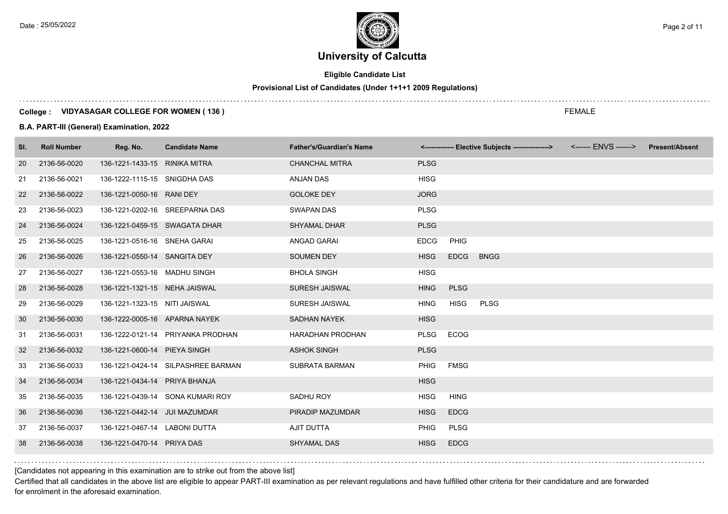# University of Calcutta

**Eligible Candidate List**

**Provisional List of Candidates (Under 1+1+1 2009 Regulations)**

**College : VIDYASAGAR COLLEGE FOR WOMEN ( 136 )** FEMALE

**B.A. PART-III (General) Examination, 2022**

| Sl. | Roll Number | Reg. No. | Candidate Name | Father's/Guardian's Name | <------------- Elective Subjects ----------------> | <------ ENVS ------> | Present/Absent |
|---|---|---|---|---|---|---|---|
| 20 | 2136-56-0020 | 136-1221-1433-15 | RINIKA MITRA | CHANCHAL MITRA | PLSG | | |
| 21 | 2136-56-0021 | 136-1222-1115-15 | SNIGDHA DAS | ANJAN DAS | HISG | | |
| 22 | 2136-56-0022 | 136-1221-0050-16 | RANI DEY | GOLOKE DEY | JORG | | |
| 23 | 2136-56-0023 | 136-1221-0202-16 | SREEPARNA DAS | SWAPAN DAS | PLSG | | |
| 24 | 2136-56-0024 | 136-1221-0459-15 | SWAGATA DHAR | SHYAMAL DHAR | PLSG | | |
| 25 | 2136-56-0025 | 136-1221-0516-16 | SNEHA GARAI | ANGAD GARAI | EDCG PHIG | | |
| 26 | 2136-56-0026 | 136-1221-0550-14 | SANGITA DEY | SOUMEN DEY | HISG EDCG BNGG | | |
| 27 | 2136-56-0027 | 136-1221-0553-16 | MADHU SINGH | BHOLA SINGH | HISG | | |
| 28 | 2136-56-0028 | 136-1221-1321-15 | NEHA JAISWAL | SURESH JAISWAL | HING PLSG | | |
| 29 | 2136-56-0029 | 136-1221-1323-15 | NITI JAISWAL | SURESH JAISWAL | HING HISG PLSG | | |
| 30 | 2136-56-0030 | 136-1222-0005-16 | APARNA NAYEK | SADHAN NAYEK | HISG | | |
| 31 | 2136-56-0031 | 136-1222-0121-14 | PRIYANKA PRODHAN | HARADHAN PRODHAN | PLSG ECOG | | |
| 32 | 2136-56-0032 | 136-1221-0600-14 | PIEYA SINGH | ASHOK SINGH | PLSG | | |
| 33 | 2136-56-0033 | 136-1221-0424-14 | SILPASHREE BARMAN | SUBRATA BARMAN | PHIG FMSG | | |
| 34 | 2136-56-0034 | 136-1221-0434-14 | PRIYA BHANJA | | HISG | | |
| 35 | 2136-56-0035 | 136-1221-0439-14 | SONA KUMARI ROY | SADHU ROY | HISG HING | | |
| 36 | 2136-56-0036 | 136-1221-0442-14 | JUI MAZUMDAR | PIRADIP MAZUMDAR | HISG EDCG | | |
| 37 | 2136-56-0037 | 136-1221-0467-14 | LABONI DUTTA | AJIT DUTTA | PHIG PLSG | | |
| 38 | 2136-56-0038 | 136-1221-0470-14 | PRIYA DAS | SHYAMAL DAS | HISG EDCG | | |

[Candidates not appearing in this examination are to strike out from the above list]

Certified that all candidates in the above list are eligible to appear PART-III examination as per relevant regulations and have fulfilled other criteria for their candidature and are forwarded for enrolment in the aforesaid examination.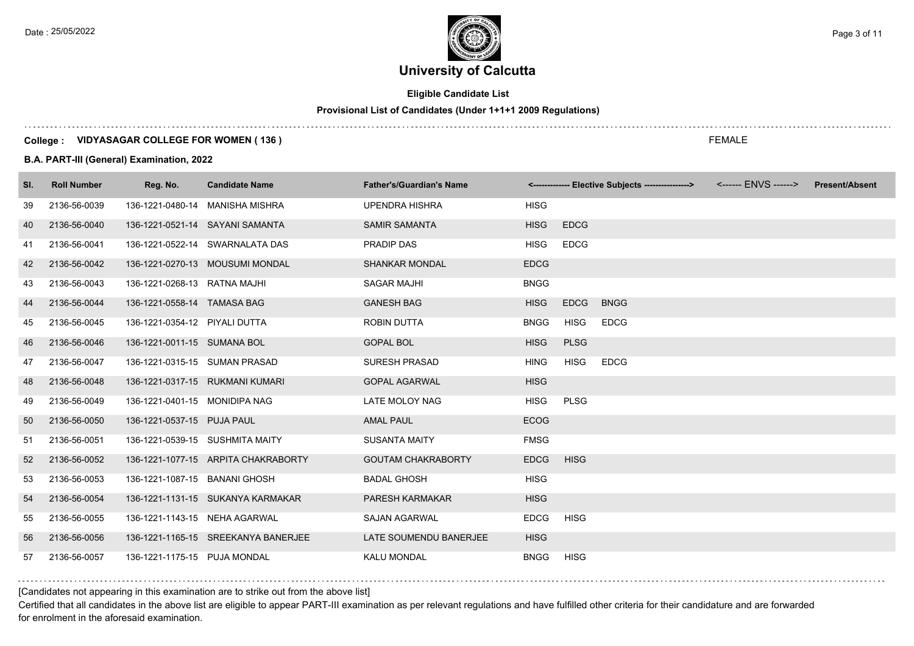# University of Calcutta

**Eligible Candidate List**

**Provisional List of Candidates (Under 1+1+1 2009 Regulations)**

**College : VIDYASAGAR COLLEGE FOR WOMEN ( 136 )** FEMALE

**B.A. PART-III (General) Examination, 2022**

| Sl. | Roll Number | Reg. No. | Candidate Name | Father's/Guardian's Name | <------------- Elective Subjects ----------------> | | | <------ ENVS ------> | Present/Absent |
|---|---|---|---|---|---|---|---|---|---|
| 39 | 2136-56-0039 | 136-1221-0480-14 | MANISHA MISHRA | UPENDRA HISHRA | HISG | | | | |
| 40 | 2136-56-0040 | 136-1221-0521-14 | SAYANI SAMANTA | SAMIR SAMANTA | HISG | EDCG | | | |
| 41 | 2136-56-0041 | 136-1221-0522-14 | SWARNALATA DAS | PRADIP DAS | HISG | EDCG | | | |
| 42 | 2136-56-0042 | 136-1221-0270-13 | MOUSUMI MONDAL | SHANKAR MONDAL | EDCG | | | | |
| 43 | 2136-56-0043 | 136-1221-0268-13 | RATNA MAJHI | SAGAR MAJHI | BNGG | | | | |
| 44 | 2136-56-0044 | 136-1221-0558-14 | TAMASA BAG | GANESH BAG | HISG | EDCG | BNGG | | |
| 45 | 2136-56-0045 | 136-1221-0354-12 | PIYALI DUTTA | ROBIN DUTTA | BNGG | HISG | EDCG | | |
| 46 | 2136-56-0046 | 136-1221-0011-15 | SUMANA BOL | GOPAL BOL | HISG | PLSG | | | |
| 47 | 2136-56-0047 | 136-1221-0315-15 | SUMAN PRASAD | SURESH PRASAD | HING | HISG | EDCG | | |
| 48 | 2136-56-0048 | 136-1221-0317-15 | RUKMANI KUMARI | GOPAL AGARWAL | HISG | | | | |
| 49 | 2136-56-0049 | 136-1221-0401-15 | MONIDIPA NAG | LATE MOLOY NAG | HISG | PLSG | | | |
| 50 | 2136-56-0050 | 136-1221-0537-15 | PUJA PAUL | AMAL PAUL | ECOG | | | | |
| 51 | 2136-56-0051 | 136-1221-0539-15 | SUSHMITA MAITY | SUSANTA MAITY | FMSG | | | | |
| 52 | 2136-56-0052 | 136-1221-1077-15 | ARPITA CHAKRABORTY | GOUTAM CHAKRABORTY | EDCG | HISG | | | |
| 53 | 2136-56-0053 | 136-1221-1087-15 | BANANI GHOSH | BADAL GHOSH | HISG | | | | |
| 54 | 2136-56-0054 | 136-1221-1131-15 | SUKANYA KARMAKAR | PARESH KARMAKAR | HISG | | | | |
| 55 | 2136-56-0055 | 136-1221-1143-15 | NEHA AGARWAL | SAJAN AGARWAL | EDCG | HISG | | | |
| 56 | 2136-56-0056 | 136-1221-1165-15 | SREEKANYA BANERJEE | LATE SOUMENDU BANERJEE | HISG | | | | |
| 57 | 2136-56-0057 | 136-1221-1175-15 | PUJA MONDAL | KALU MONDAL | BNGG | HISG | | | |

[Candidates not appearing in this examination are to strike out from the above list]

Certified that all candidates in the above list are eligible to appear PART-III examination as per relevant regulations and have fulfilled other criteria for their candidature and are forwarded for enrolment in the aforesaid examination.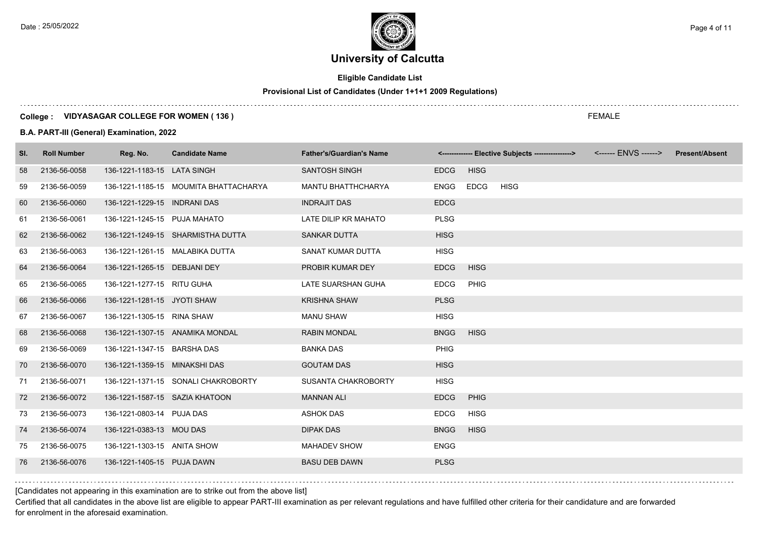# University of Calcutta

**Eligible Candidate List**

**Provisional List of Candidates (Under 1+1+1 2009 Regulations)**

**College : VIDYASAGAR COLLEGE FOR WOMEN ( 136 )**

FEMALE

**B.A. PART-III (General) Examination, 2022**

| Sl. | Roll Number | Reg. No. | Candidate Name | Father's/Guardian's Name | <------------- Elective Subjects ----------------> | <------ ENVS ------> | Present/Absent |
|---|---|---|---|---|---|---|---|
| 58 | 2136-56-0058 | 136-1221-1183-15 | LATA SINGH | SANTOSH SINGH | EDCG HISG | | |
| 59 | 2136-56-0059 | 136-1221-1185-15 | MOUMITA BHATTACHARYA | MANTU BHATTHCHARYA | ENGG EDCG HISG | | |
| 60 | 2136-56-0060 | 136-1221-1229-15 | INDRANI DAS | INDRAJIT DAS | EDCG | | |
| 61 | 2136-56-0061 | 136-1221-1245-15 | PUJA MAHATO | LATE DILIP KR MAHATO | PLSG | | |
| 62 | 2136-56-0062 | 136-1221-1249-15 | SHARMISTHA DUTTA | SANKAR DUTTA | HISG | | |
| 63 | 2136-56-0063 | 136-1221-1261-15 | MALABIKA DUTTA | SANAT KUMAR DUTTA | HISG | | |
| 64 | 2136-56-0064 | 136-1221-1265-15 | DEBJANI DEY | PROBIR KUMAR DEY | EDCG HISG | | |
| 65 | 2136-56-0065 | 136-1221-1277-15 | RITU GUHA | LATE SUARSHAN GUHA | EDCG PHIG | | |
| 66 | 2136-56-0066 | 136-1221-1281-15 | JYOTI SHAW | KRISHNA SHAW | PLSG | | |
| 67 | 2136-56-0067 | 136-1221-1305-15 | RINA SHAW | MANU SHAW | HISG | | |
| 68 | 2136-56-0068 | 136-1221-1307-15 | ANAMIKA MONDAL | RABIN MONDAL | BNGG HISG | | |
| 69 | 2136-56-0069 | 136-1221-1347-15 | BARSHA DAS | BANKA DAS | PHIG | | |
| 70 | 2136-56-0070 | 136-1221-1359-15 | MINAKSHI DAS | GOUTAM DAS | HISG | | |
| 71 | 2136-56-0071 | 136-1221-1371-15 | SONALI CHAKROBORTY | SUSANTA CHAKROBORTY | HISG | | |
| 72 | 2136-56-0072 | 136-1221-1587-15 | SAZIA KHATOON | MANNAN ALI | EDCG PHIG | | |
| 73 | 2136-56-0073 | 136-1221-0803-14 | PUJA DAS | ASHOK DAS | EDCG HISG | | |
| 74 | 2136-56-0074 | 136-1221-0383-13 | MOU DAS | DIPAK DAS | BNGG HISG | | |
| 75 | 2136-56-0075 | 136-1221-1303-15 | ANITA SHOW | MAHADEV SHOW | ENGG | | |
| 76 | 2136-56-0076 | 136-1221-1405-15 | PUJA DAWN | BASU DEB DAWN | PLSG | | |

[Candidates not appearing in this examination are to strike out from the above list]

Certified that all candidates in the above list are eligible to appear PART-III examination as per relevant regulations and have fulfilled other criteria for their candidature and are forwarded for enrolment in the aforesaid examination.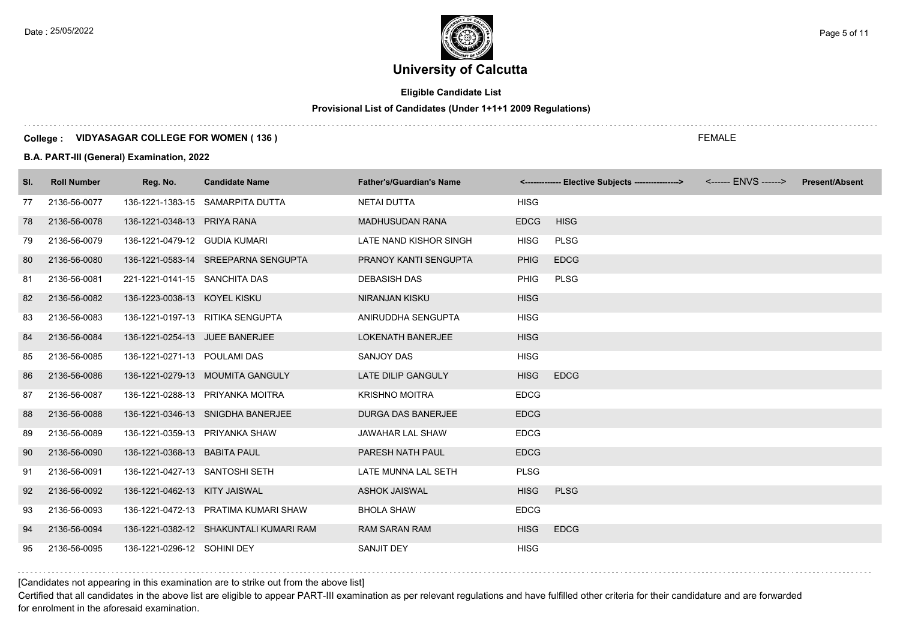# University of Calcutta

**Eligible Candidate List**

**Provisional List of Candidates (Under 1+1+1 2009 Regulations)**

**College : VIDYASAGAR COLLEGE FOR WOMEN ( 136 )**

FEMALE

**B.A. PART-III (General) Examination, 2022**

| Sl. | Roll Number | Reg. No. | Candidate Name | Father's/Guardian's Name | <------------- Elective Subjects ----------------> | | <------ ENVS ------> | Present/Absent |
|---|---|---|---|---|---|---|---|---|
| 77 | 2136-56-0077 | 136-1221-1383-15 | SAMARPITA DUTTA | NETAI DUTTA | HISG | | | |
| 78 | 2136-56-0078 | 136-1221-0348-13 | PRIYA RANA | MADHUSUDAN RANA | EDCG | HISG | | |
| 79 | 2136-56-0079 | 136-1221-0479-12 | GUDIA KUMARI | LATE NAND KISHOR SINGH | HISG | PLSG | | |
| 80 | 2136-56-0080 | 136-1221-0583-14 | SREEPARNA SENGUPTA | PRANOY KANTI SENGUPTA | PHIG | EDCG | | |
| 81 | 2136-56-0081 | 221-1221-0141-15 | SANCHITA DAS | DEBASISH DAS | PHIG | PLSG | | |
| 82 | 2136-56-0082 | 136-1223-0038-13 | KOYEL KISKU | NIRANJAN KISKU | HISG | | | |
| 83 | 2136-56-0083 | 136-1221-0197-13 | RITIKA SENGUPTA | ANIRUDDHA SENGUPTA | HISG | | | |
| 84 | 2136-56-0084 | 136-1221-0254-13 | JUEE BANERJEE | LOKENATH BANERJEE | HISG | | | |
| 85 | 2136-56-0085 | 136-1221-0271-13 | POULAMI DAS | SANJOY DAS | HISG | | | |
| 86 | 2136-56-0086 | 136-1221-0279-13 | MOUMITA GANGULY | LATE DILIP GANGULY | HISG | EDCG | | |
| 87 | 2136-56-0087 | 136-1221-0288-13 | PRIYANKA MOITRA | KRISHNO MOITRA | EDCG | | | |
| 88 | 2136-56-0088 | 136-1221-0346-13 | SNIGDHA BANERJEE | DURGA DAS BANERJEE | EDCG | | | |
| 89 | 2136-56-0089 | 136-1221-0359-13 | PRIYANKA SHAW | JAWAHAR LAL SHAW | EDCG | | | |
| 90 | 2136-56-0090 | 136-1221-0368-13 | BABITA PAUL | PARESH NATH PAUL | EDCG | | | |
| 91 | 2136-56-0091 | 136-1221-0427-13 | SANTOSHI SETH | LATE MUNNA LAL SETH | PLSG | | | |
| 92 | 2136-56-0092 | 136-1221-0462-13 | KITY JAISWAL | ASHOK JAISWAL | HISG | PLSG | | |
| 93 | 2136-56-0093 | 136-1221-0472-13 | PRATIMA KUMARI SHAW | BHOLA SHAW | EDCG | | | |
| 94 | 2136-56-0094 | 136-1221-0382-12 | SHAKUNTALI KUMARI RAM | RAM SARAN RAM | HISG | EDCG | | |
| 95 | 2136-56-0095 | 136-1221-0296-12 | SOHINI DEY | SANJIT DEY | HISG | | | |

[Candidates not appearing in this examination are to strike out from the above list]

Certified that all candidates in the above list are eligible to appear PART-III examination as per relevant regulations and have fulfilled other criteria for their candidature and are forwarded for enrolment in the aforesaid examination.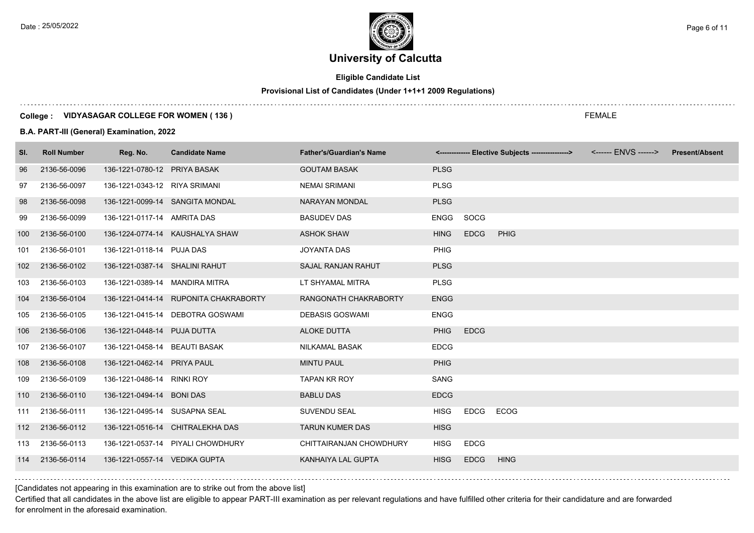# University of Calcutta

**Eligible Candidate List**

**Provisional List of Candidates (Under 1+1+1 2009 Regulations)**

**College : VIDYASAGAR COLLEGE FOR WOMEN ( 136 )** FEMALE

**B.A. PART-III (General) Examination, 2022**

| Sl. | Roll Number | Reg. No. | Candidate Name | Father's/Guardian's Name | <------------- Elective Subjects ----------------> | | | <------ ENVS ------> | Present/Absent |
|---|---|---|---|---|---|---|---|---|---|
| 96 | 2136-56-0096 | 136-1221-0780-12 | PRIYA BASAK | GOUTAM BASAK | PLSG | | | | |
| 97 | 2136-56-0097 | 136-1221-0343-12 | RIYA SRIMANI | NEMAI SRIMANI | PLSG | | | | |
| 98 | 2136-56-0098 | 136-1221-0099-14 | SANGITA MONDAL | NARAYAN MONDAL | PLSG | | | | |
| 99 | 2136-56-0099 | 136-1221-0117-14 | AMRITA DAS | BASUDEV DAS | ENGG | SOCG | | | |
| 100 | 2136-56-0100 | 136-1224-0774-14 | KAUSHALYA SHAW | ASHOK SHAW | HING | EDCG | PHIG | | |
| 101 | 2136-56-0101 | 136-1221-0118-14 | PUJA DAS | JOYANTA DAS | PHIG | | | | |
| 102 | 2136-56-0102 | 136-1221-0387-14 | SHALINI RAHUT | SAJAL RANJAN RAHUT | PLSG | | | | |
| 103 | 2136-56-0103 | 136-1221-0389-14 | MANDIRA MITRA | LT SHYAMAL MITRA | PLSG | | | | |
| 104 | 2136-56-0104 | 136-1221-0414-14 | RUPONITA CHAKRABORTY | RANGONATH CHAKRABORTY | ENGG | | | | |
| 105 | 2136-56-0105 | 136-1221-0415-14 | DEBOTRA GOSWAMI | DEBASIS GOSWAMI | ENGG | | | | |
| 106 | 2136-56-0106 | 136-1221-0448-14 | PUJA DUTTA | ALOKE DUTTA | PHIG | EDCG | | | |
| 107 | 2136-56-0107 | 136-1221-0458-14 | BEAUTI BASAK | NILKAMAL BASAK | EDCG | | | | |
| 108 | 2136-56-0108 | 136-1221-0462-14 | PRIYA PAUL | MINTU PAUL | PHIG | | | | |
| 109 | 2136-56-0109 | 136-1221-0486-14 | RINKI ROY | TAPAN KR ROY | SANG | | | | |
| 110 | 2136-56-0110 | 136-1221-0494-14 | BONI DAS | BABLU DAS | EDCG | | | | |
| 111 | 2136-56-0111 | 136-1221-0495-14 | SUSAPNA SEAL | SUVENDU SEAL | HISG | EDCG | ECOG | | |
| 112 | 2136-56-0112 | 136-1221-0516-14 | CHITRALEKHA DAS | TARUN KUMER DAS | HISG | | | | |
| 113 | 2136-56-0113 | 136-1221-0537-14 | PIYALI CHOWDHURY | CHITTAIRANJAN CHOWDHURY | HISG | EDCG | | | |
| 114 | 2136-56-0114 | 136-1221-0557-14 | VEDIKA GUPTA | KANHAIYA LAL GUPTA | HISG | EDCG | HING | | |

[Candidates not appearing in this examination are to strike out from the above list]

Certified that all candidates in the above list are eligible to appear PART-III examination as per relevant regulations and have fulfilled other criteria for their candidature and are forwarded for enrolment in the aforesaid examination.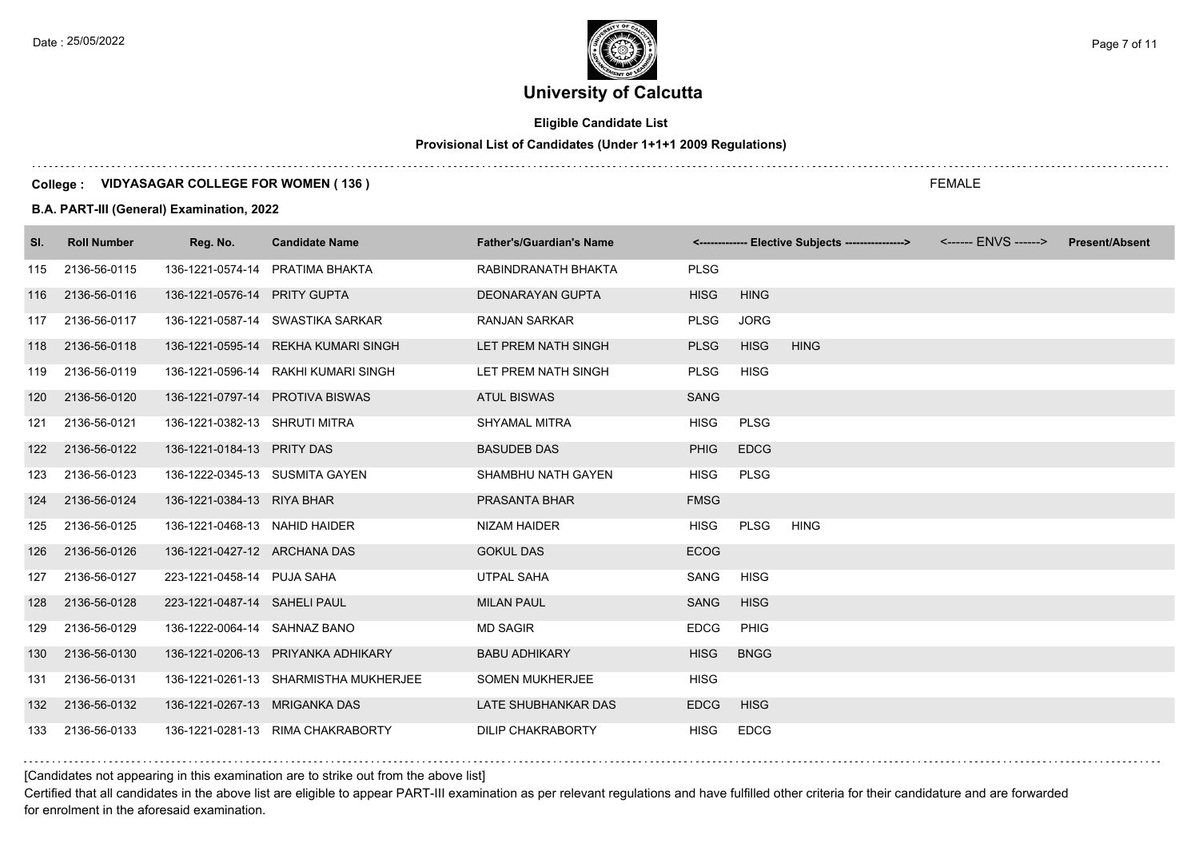# University of Calcutta

**Eligible Candidate List**

**Provisional List of Candidates (Under 1+1+1 2009 Regulations)**

**College : VIDYASAGAR COLLEGE FOR WOMEN ( 136 )** FEMALE

**B.A. PART-III (General) Examination, 2022**

| Sl. | Roll Number | Reg. No. | Candidate Name | Father's/Guardian's Name | <------------- Elective Subjects ---------------> | | | <------ ENVS ------> | Present/Absent |
|---|---|---|---|---|---|---|---|---|---|
| 115 | 2136-56-0115 | 136-1221-0574-14 | PRATIMA BHAKTA | RABINDRANATH BHAKTA | PLSG | | | | |
| 116 | 2136-56-0116 | 136-1221-0576-14 | PRITY GUPTA | DEONARAYAN GUPTA | HISG | HING | | | |
| 117 | 2136-56-0117 | 136-1221-0587-14 | SWASTIKA SARKAR | RANJAN SARKAR | PLSG | JORG | | | |
| 118 | 2136-56-0118 | 136-1221-0595-14 | REKHA KUMARI SINGH | LET PREM NATH SINGH | PLSG | HISG | HING | | |
| 119 | 2136-56-0119 | 136-1221-0596-14 | RAKHI KUMARI SINGH | LET PREM NATH SINGH | PLSG | HISG | | | |
| 120 | 2136-56-0120 | 136-1221-0797-14 | PROTIVA BISWAS | ATUL BISWAS | SANG | | | | |
| 121 | 2136-56-0121 | 136-1221-0382-13 | SHRUTI MITRA | SHYAMAL MITRA | HISG | PLSG | | | |
| 122 | 2136-56-0122 | 136-1221-0184-13 | PRITY DAS | BASUDEB DAS | PHIG | EDCG | | | |
| 123 | 2136-56-0123 | 136-1222-0345-13 | SUSMITA GAYEN | SHAMBHU NATH GAYEN | HISG | PLSG | | | |
| 124 | 2136-56-0124 | 136-1221-0384-13 | RIYA BHAR | PRASANTA BHAR | FMSG | | | | |
| 125 | 2136-56-0125 | 136-1221-0468-13 | NAHID HAIDER | NIZAM HAIDER | HISG | PLSG | HING | | |
| 126 | 2136-56-0126 | 136-1221-0427-12 | ARCHANA DAS | GOKUL DAS | ECOG | | | | |
| 127 | 2136-56-0127 | 223-1221-0458-14 | PUJA SAHA | UTPAL SAHA | SANG | HISG | | | |
| 128 | 2136-56-0128 | 223-1221-0487-14 | SAHELI PAUL | MILAN PAUL | SANG | HISG | | | |
| 129 | 2136-56-0129 | 136-1222-0064-14 | SAHNAZ BANO | MD SAGIR | EDCG | PHIG | | | |
| 130 | 2136-56-0130 | 136-1221-0206-13 | PRIYANKA ADHIKARY | BABU ADHIKARY | HISG | BNGG | | | |
| 131 | 2136-56-0131 | 136-1221-0261-13 | SHARMISTHA MUKHERJEE | SOMEN MUKHERJEE | HISG | | | | |
| 132 | 2136-56-0132 | 136-1221-0267-13 | MRIGANKA DAS | LATE SHUBHANKAR DAS | EDCG | HISG | | | |
| 133 | 2136-56-0133 | 136-1221-0281-13 | RIMA CHAKRABORTY | DILIP CHAKRABORTY | HISG | EDCG | | | |

[Candidates not appearing in this examination are to strike out from the above list]

Certified that all candidates in the above list are eligible to appear PART-III examination as per relevant regulations and have fulfilled other criteria for their candidature and are forwarded for enrolment in the aforesaid examination.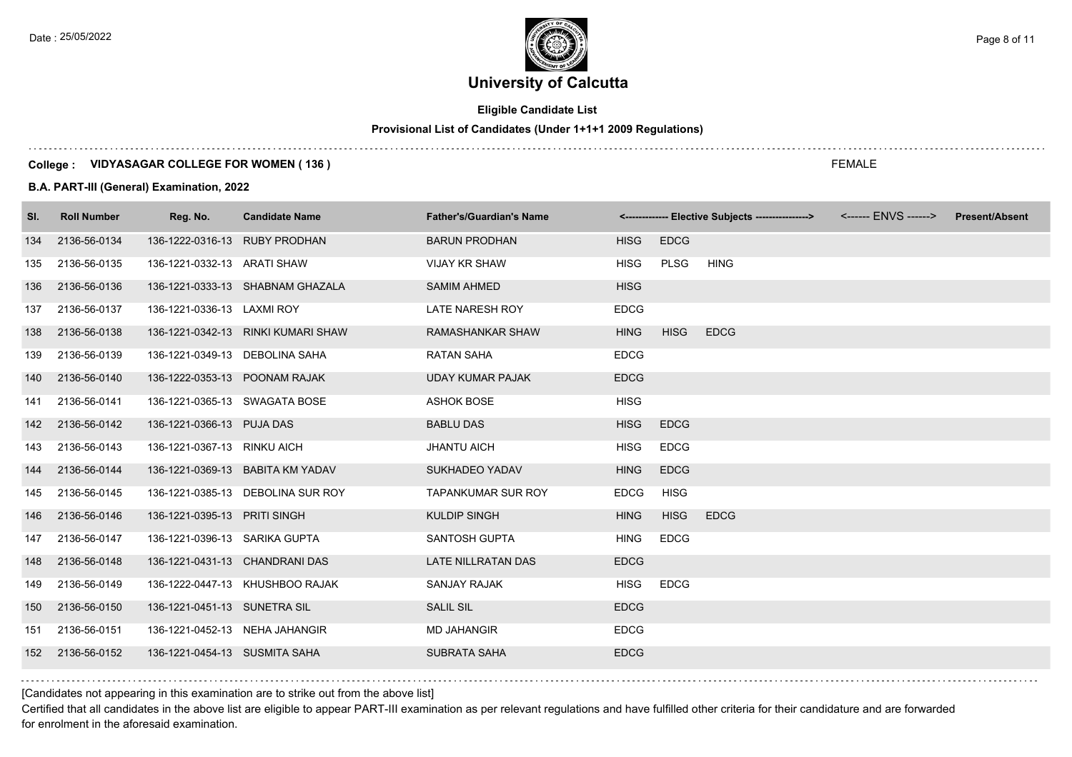# University of Calcutta

**Eligible Candidate List**

**Provisional List of Candidates (Under 1+1+1 2009 Regulations)**

**College : VIDYASAGAR COLLEGE FOR WOMEN ( 136 )** FEMALE

**B.A. PART-III (General) Examination, 2022**

| Sl. | Roll Number | Reg. No. | Candidate Name | Father's/Guardian's Name | <------------- Elective Subjects ----------------> | | | <------ ENVS ------> | Present/Absent |
|---|---|---|---|---|---|---|---|---|---|
| 134 | 2136-56-0134 | 136-1222-0316-13 | RUBY PRODHAN | BARUN PRODHAN | HISG | EDCG | | | |
| 135 | 2136-56-0135 | 136-1221-0332-13 | ARATI SHAW | VIJAY KR SHAW | HISG | PLSG | HING | | |
| 136 | 2136-56-0136 | 136-1221-0333-13 | SHABNAM GHAZALA | SAMIM AHMED | HISG | | | | |
| 137 | 2136-56-0137 | 136-1221-0336-13 | LAXMI ROY | LATE NARESH ROY | EDCG | | | | |
| 138 | 2136-56-0138 | 136-1221-0342-13 | RINKI KUMARI SHAW | RAMASHANKAR SHAW | HING | HISG | EDCG | | |
| 139 | 2136-56-0139 | 136-1221-0349-13 | DEBOLINA SAHA | RATAN SAHA | EDCG | | | | |
| 140 | 2136-56-0140 | 136-1222-0353-13 | POONAM RAJAK | UDAY KUMAR PAJAK | EDCG | | | | |
| 141 | 2136-56-0141 | 136-1221-0365-13 | SWAGATA BOSE | ASHOK BOSE | HISG | | | | |
| 142 | 2136-56-0142 | 136-1221-0366-13 | PUJA DAS | BABLU DAS | HISG | EDCG | | | |
| 143 | 2136-56-0143 | 136-1221-0367-13 | RINKU AICH | JHANTU AICH | HISG | EDCG | | | |
| 144 | 2136-56-0144 | 136-1221-0369-13 | BABITA KM YADAV | SUKHADEO YADAV | HING | EDCG | | | |
| 145 | 2136-56-0145 | 136-1221-0385-13 | DEBOLINA SUR ROY | TAPANKUMAR SUR ROY | EDCG | HISG | | | |
| 146 | 2136-56-0146 | 136-1221-0395-13 | PRITI SINGH | KULDIP SINGH | HING | HISG | EDCG | | |
| 147 | 2136-56-0147 | 136-1221-0396-13 | SARIKA GUPTA | SANTOSH GUPTA | HING | EDCG | | | |
| 148 | 2136-56-0148 | 136-1221-0431-13 | CHANDRANI DAS | LATE NILLRATAN DAS | EDCG | | | | |
| 149 | 2136-56-0149 | 136-1222-0447-13 | KHUSHBOO RAJAK | SANJAY RAJAK | HISG | EDCG | | | |
| 150 | 2136-56-0150 | 136-1221-0451-13 | SUNETRA SIL | SALIL SIL | EDCG | | | | |
| 151 | 2136-56-0151 | 136-1221-0452-13 | NEHA JAHANGIR | MD JAHANGIR | EDCG | | | | |
| 152 | 2136-56-0152 | 136-1221-0454-13 | SUSMITA SAHA | SUBRATA SAHA | EDCG | | | | |

[Candidates not appearing in this examination are to strike out from the above list]

Certified that all candidates in the above list are eligible to appear PART-III examination as per relevant regulations and have fulfilled other criteria for their candidature and are forwarded for enrolment in the aforesaid examination.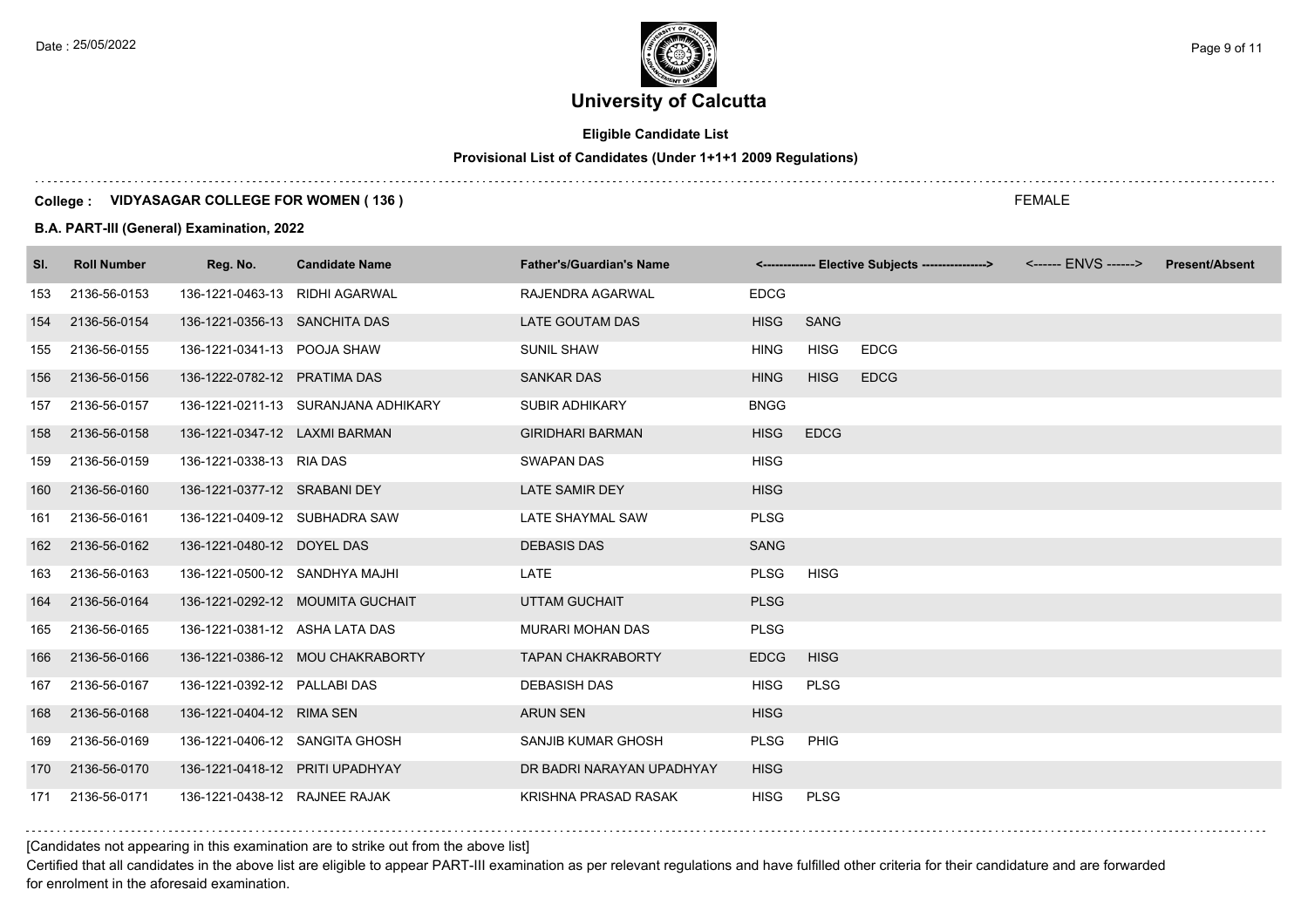# University of Calcutta

**Eligible Candidate List**

**Provisional List of Candidates (Under 1+1+1 2009 Regulations)**

**College : VIDYASAGAR COLLEGE FOR WOMEN ( 136 )** FEMALE

**B.A. PART-III (General) Examination, 2022**

| Sl. | Roll Number | Reg. No. | Candidate Name | Father's/Guardian's Name | <------------- Elective Subjects ----------------> | | | <------ ENVS ------> | Present/Absent |
|---|---|---|---|---|---|---|---|---|---|
| 153 | 2136-56-0153 | 136-1221-0463-13 | RIDHI AGARWAL | RAJENDRA AGARWAL | EDCG | | | | |
| 154 | 2136-56-0154 | 136-1221-0356-13 | SANCHITA DAS | LATE GOUTAM DAS | HISG | SANG | | | |
| 155 | 2136-56-0155 | 136-1221-0341-13 | POOJA SHAW | SUNIL SHAW | HING | HISG | EDCG | | |
| 156 | 2136-56-0156 | 136-1222-0782-12 | PRATIMA DAS | SANKAR DAS | HING | HISG | EDCG | | |
| 157 | 2136-56-0157 | 136-1221-0211-13 | SURANJANA ADHIKARY | SUBIR ADHIKARY | BNGG | | | | |
| 158 | 2136-56-0158 | 136-1221-0347-12 | LAXMI BARMAN | GIRIDHARI BARMAN | HISG | EDCG | | | |
| 159 | 2136-56-0159 | 136-1221-0338-13 | RIA DAS | SWAPAN DAS | HISG | | | | |
| 160 | 2136-56-0160 | 136-1221-0377-12 | SRABANI DEY | LATE SAMIR DEY | HISG | | | | |
| 161 | 2136-56-0161 | 136-1221-0409-12 | SUBHADRA SAW | LATE SHAYMAL SAW | PLSG | | | | |
| 162 | 2136-56-0162 | 136-1221-0480-12 | DOYEL DAS | DEBASIS DAS | SANG | | | | |
| 163 | 2136-56-0163 | 136-1221-0500-12 | SANDHYA MAJHI | LATE | PLSG | HISG | | | |
| 164 | 2136-56-0164 | 136-1221-0292-12 | MOUMITA GUCHAIT | UTTAM GUCHAIT | PLSG | | | | |
| 165 | 2136-56-0165 | 136-1221-0381-12 | ASHA LATA DAS | MURARI MOHAN DAS | PLSG | | | | |
| 166 | 2136-56-0166 | 136-1221-0386-12 | MOU CHAKRABORTY | TAPAN CHAKRABORTY | EDCG | HISG | | | |
| 167 | 2136-56-0167 | 136-1221-0392-12 | PALLABI DAS | DEBASISH DAS | HISG | PLSG | | | |
| 168 | 2136-56-0168 | 136-1221-0404-12 | RIMA SEN | ARUN SEN | HISG | | | | |
| 169 | 2136-56-0169 | 136-1221-0406-12 | SANGITA GHOSH | SANJIB KUMAR GHOSH | PLSG | PHIG | | | |
| 170 | 2136-56-0170 | 136-1221-0418-12 | PRITI UPADHYAY | DR BADRI NARAYAN UPADHYAY | HISG | | | | |
| 171 | 2136-56-0171 | 136-1221-0438-12 | RAJNEE RAJAK | KRISHNA PRASAD RASAK | HISG | PLSG | | | |

[Candidates not appearing in this examination are to strike out from the above list]

Certified that all candidates in the above list are eligible to appear PART-III examination as per relevant regulations and have fulfilled other criteria for their candidature and are forwarded for enrolment in the aforesaid examination.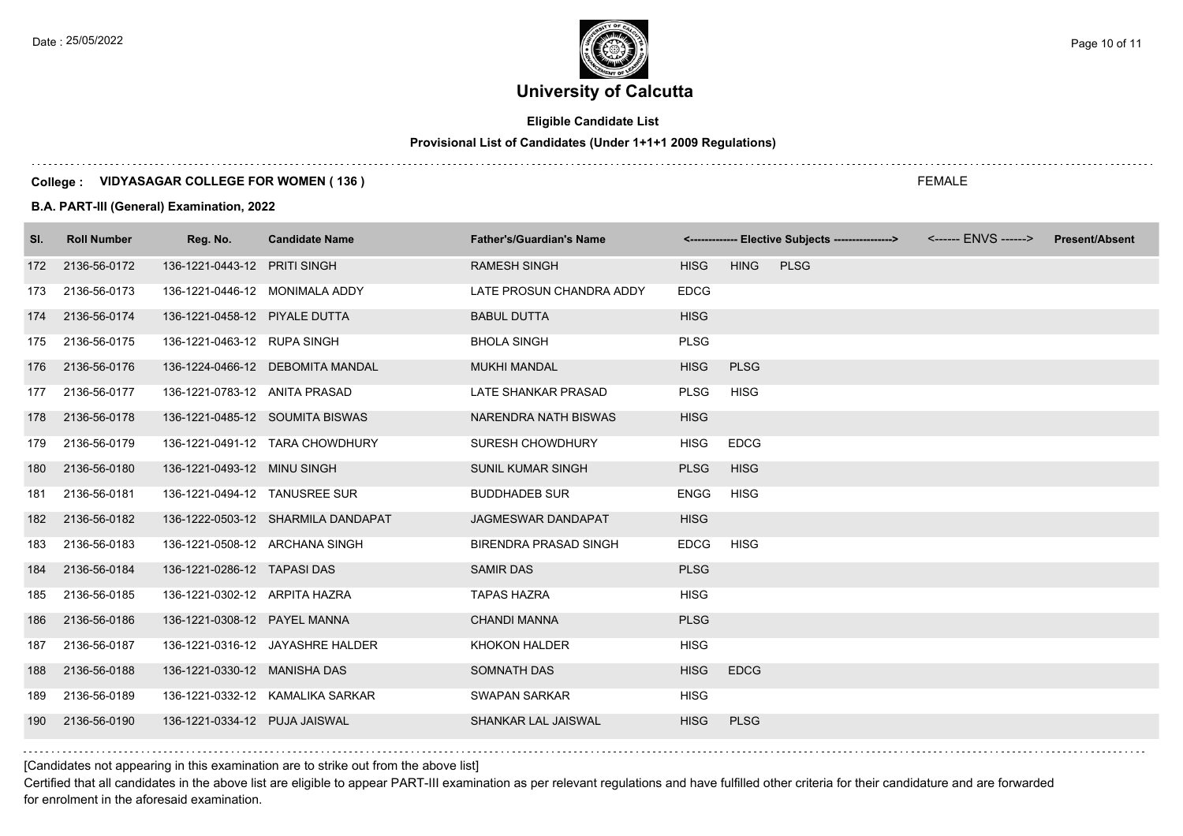# University of Calcutta

**Eligible Candidate List**

**Provisional List of Candidates (Under 1+1+1 2009 Regulations)**

**College : VIDYASAGAR COLLEGE FOR WOMEN ( 136 )** FEMALE

**B.A. PART-III (General) Examination, 2022**

| Sl. | Roll Number | Reg. No. | Candidate Name | Father's/Guardian's Name | <------------- Elective Subjects ----------------> | | | <------ ENVS ------> | Present/Absent |
|---|---|---|---|---|---|---|---|---|---|
| 172 | 2136-56-0172 | 136-1221-0443-12 | PRITI SINGH | RAMESH SINGH | HISG | HING | PLSG | | |
| 173 | 2136-56-0173 | 136-1221-0446-12 | MONIMALA ADDY | LATE PROSUN CHANDRA ADDY | EDCG | | | | |
| 174 | 2136-56-0174 | 136-1221-0458-12 | PIYALE DUTTA | BABUL DUTTA | HISG | | | | |
| 175 | 2136-56-0175 | 136-1221-0463-12 | RUPA SINGH | BHOLA SINGH | PLSG | | | | |
| 176 | 2136-56-0176 | 136-1224-0466-12 | DEBOMITA MANDAL | MUKHI MANDAL | HISG | PLSG | | | |
| 177 | 2136-56-0177 | 136-1221-0783-12 | ANITA PRASAD | LATE SHANKAR PRASAD | PLSG | HISG | | | |
| 178 | 2136-56-0178 | 136-1221-0485-12 | SOUMITA BISWAS | NARENDRA NATH BISWAS | HISG | | | | |
| 179 | 2136-56-0179 | 136-1221-0491-12 | TARA CHOWDHURY | SURESH CHOWDHURY | HISG | EDCG | | | |
| 180 | 2136-56-0180 | 136-1221-0493-12 | MINU SINGH | SUNIL KUMAR SINGH | PLSG | HISG | | | |
| 181 | 2136-56-0181 | 136-1221-0494-12 | TANUSREE SUR | BUDDHADEB SUR | ENGG | HISG | | | |
| 182 | 2136-56-0182 | 136-1222-0503-12 | SHARMILA DANDAPAT | JAGMESWAR DANDAPAT | HISG | | | | |
| 183 | 2136-56-0183 | 136-1221-0508-12 | ARCHANA SINGH | BIRENDRA PRASAD SINGH | EDCG | HISG | | | |
| 184 | 2136-56-0184 | 136-1221-0286-12 | TAPASI DAS | SAMIR DAS | PLSG | | | | |
| 185 | 2136-56-0185 | 136-1221-0302-12 | ARPITA HAZRA | TAPAS HAZRA | HISG | | | | |
| 186 | 2136-56-0186 | 136-1221-0308-12 | PAYEL MANNA | CHANDI MANNA | PLSG | | | | |
| 187 | 2136-56-0187 | 136-1221-0316-12 | JAYASHRE HALDER | KHOKON HALDER | HISG | | | | |
| 188 | 2136-56-0188 | 136-1221-0330-12 | MANISHA DAS | SOMNATH DAS | HISG | EDCG | | | |
| 189 | 2136-56-0189 | 136-1221-0332-12 | KAMALIKA SARKAR | SWAPAN SARKAR | HISG | | | | |
| 190 | 2136-56-0190 | 136-1221-0334-12 | PUJA JAISWAL | SHANKAR LAL JAISWAL | HISG | PLSG | | | |

[Candidates not appearing in this examination are to strike out from the above list]

Certified that all candidates in the above list are eligible to appear PART-III examination as per relevant regulations and have fulfilled other criteria for their candidature and are forwarded for enrolment in the aforesaid examination.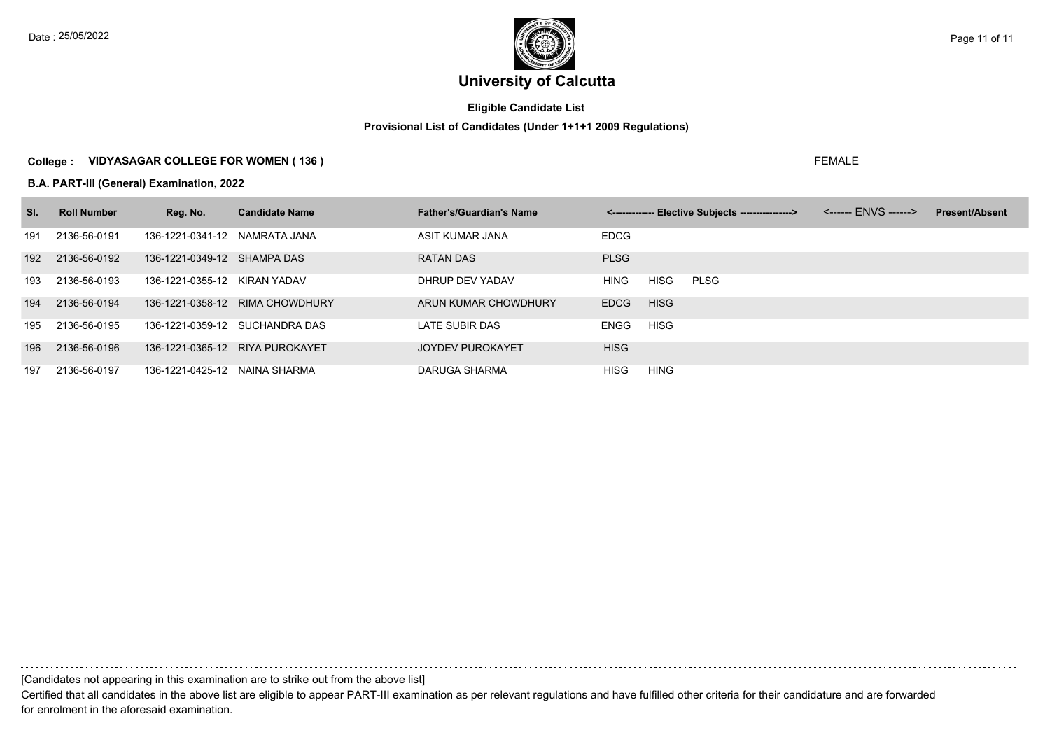# University of Calcutta

**Eligible Candidate List**

**Provisional List of Candidates (Under 1+1+1 2009 Regulations)**

**College : VIDYASAGAR COLLEGE FOR WOMEN ( 136 )** FEMALE

**B.A. PART-III (General) Examination, 2022**

| Sl. | Roll Number | Reg. No. | Candidate Name | Father's/Guardian's Name | <------------- Elective Subjects ----------------> | | | <------ ENVS ------> | Present/Absent |
|---|---|---|---|---|---|---|---|---|---|
| 191 | 2136-56-0191 | 136-1221-0341-12 | NAMRATA JANA | ASIT KUMAR JANA | EDCG | | | | |
| 192 | 2136-56-0192 | 136-1221-0349-12 | SHAMPA DAS | RATAN DAS | PLSG | | | | |
| 193 | 2136-56-0193 | 136-1221-0355-12 | KIRAN YADAV | DHRUP DEV YADAV | HING | HISG | PLSG | | |
| 194 | 2136-56-0194 | 136-1221-0358-12 | RIMA CHOWDHURY | ARUN KUMAR CHOWDHURY | EDCG | HISG | | | |
| 195 | 2136-56-0195 | 136-1221-0359-12 | SUCHANDRA DAS | LATE SUBIR DAS | ENGG | HISG | | | |
| 196 | 2136-56-0196 | 136-1221-0365-12 | RIYA PUROKAYET | JOYDEV PUROKAYET | HISG | | | | |
| 197 | 2136-56-0197 | 136-1221-0425-12 | NAINA SHARMA | DARUGA SHARMA | HISG | HING | | | |

[Candidates not appearing in this examination are to strike out from the above list]

Certified that all candidates in the above list are eligible to appear PART-III examination as per relevant regulations and have fulfilled other criteria for their candidature and are forwarded for enrolment in the aforesaid examination.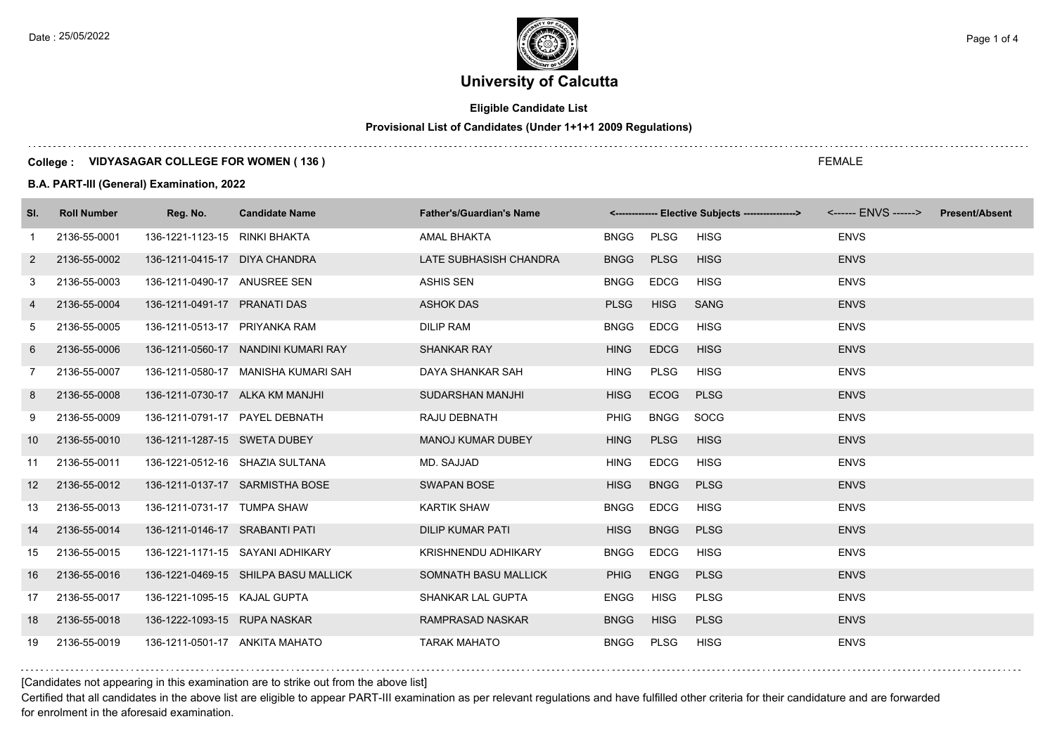# University of Calcutta

**Eligible Candidate List**

**Provisional List of Candidates (Under 1+1+1 2009 Regulations)**

**College : VIDYASAGAR COLLEGE FOR WOMEN ( 136 )** FEMALE

**B.A. PART-III (General) Examination, 2022**

| Sl. | Roll Number | Reg. No. | Candidate Name | Father's/Guardian's Name | <------------- Elective Subjects ---------------> | | | <------ ENVS ------> | Present/Absent |
|---|---|---|---|---|---|---|---|---|---|
| 1 | 2136-55-0001 | 136-1221-1123-15 | RINKI BHAKTA | AMAL BHAKTA | BNGG | PLSG | HISG | ENVS | |
| 2 | 2136-55-0002 | 136-1211-0415-17 | DIYA CHANDRA | LATE SUBHASISH CHANDRA | BNGG | PLSG | HISG | ENVS | |
| 3 | 2136-55-0003 | 136-1211-0490-17 | ANUSREE SEN | ASHIS SEN | BNGG | EDCG | HISG | ENVS | |
| 4 | 2136-55-0004 | 136-1211-0491-17 | PRANATI DAS | ASHOK DAS | PLSG | HISG | SANG | ENVS | |
| 5 | 2136-55-0005 | 136-1211-0513-17 | PRIYANKA RAM | DILIP RAM | BNGG | EDCG | HISG | ENVS | |
| 6 | 2136-55-0006 | 136-1211-0560-17 | NANDINI KUMARI RAY | SHANKAR RAY | HING | EDCG | HISG | ENVS | |
| 7 | 2136-55-0007 | 136-1211-0580-17 | MANISHA KUMARI SAH | DAYA SHANKAR SAH | HING | PLSG | HISG | ENVS | |
| 8 | 2136-55-0008 | 136-1211-0730-17 | ALKA KM MANJHI | SUDARSHAN MANJHI | HISG | ECOG | PLSG | ENVS | |
| 9 | 2136-55-0009 | 136-1211-0791-17 | PAYEL DEBNATH | RAJU DEBNATH | PHIG | BNGG | SOCG | ENVS | |
| 10 | 2136-55-0010 | 136-1211-1287-15 | SWETA DUBEY | MANOJ KUMAR DUBEY | HING | PLSG | HISG | ENVS | |
| 11 | 2136-55-0011 | 136-1221-0512-16 | SHAZIA SULTANA | MD. SAJJAD | HING | EDCG | HISG | ENVS | |
| 12 | 2136-55-0012 | 136-1211-0137-17 | SARMISTHA BOSE | SWAPAN BOSE | HISG | BNGG | PLSG | ENVS | |
| 13 | 2136-55-0013 | 136-1211-0731-17 | TUMPA SHAW | KARTIK SHAW | BNGG | EDCG | HISG | ENVS | |
| 14 | 2136-55-0014 | 136-1211-0146-17 | SRABANTI PATI | DILIP KUMAR PATI | HISG | BNGG | PLSG | ENVS | |
| 15 | 2136-55-0015 | 136-1221-1171-15 | SAYANI ADHIKARY | KRISHNENDU ADHIKARY | BNGG | EDCG | HISG | ENVS | |
| 16 | 2136-55-0016 | 136-1221-0469-15 | SHILPA BASU MALLICK | SOMNATH BASU MALLICK | PHIG | ENGG | PLSG | ENVS | |
| 17 | 2136-55-0017 | 136-1221-1095-15 | KAJAL GUPTA | SHANKAR LAL GUPTA | ENGG | HISG | PLSG | ENVS | |
| 18 | 2136-55-0018 | 136-1222-1093-15 | RUPA NASKAR | RAMPRASAD NASKAR | BNGG | HISG | PLSG | ENVS | |
| 19 | 2136-55-0019 | 136-1211-0501-17 | ANKITA MAHATO | TARAK MAHATO | BNGG | PLSG | HISG | ENVS | |

[Candidates not appearing in this examination are to strike out from the above list]

Certified that all candidates in the above list are eligible to appear PART-III examination as per relevant regulations and have fulfilled other criteria for their candidature and are forwarded for enrolment in the aforesaid examination.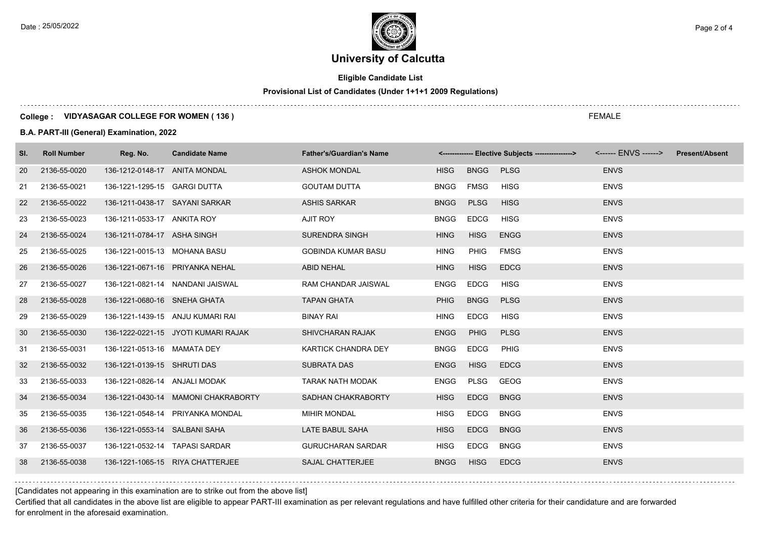# University of Calcutta

**Eligible Candidate List**

**Provisional List of Candidates (Under 1+1+1 2009 Regulations)**

**College : VIDYASAGAR COLLEGE FOR WOMEN ( 136 )** FEMALE

**B.A. PART-III (General) Examination, 2022**

| Sl. | Roll Number | Reg. No. | Candidate Name | Father's/Guardian's Name | <------------- Elective Subjects ----------------> | | | <------ ENVS ------> | Present/Absent |
|---|---|---|---|---|---|---|---|---|---|
| 20 | 2136-55-0020 | 136-1212-0148-17 | ANITA MONDAL | ASHOK MONDAL | HISG | BNGG | PLSG | ENVS | |
| 21 | 2136-55-0021 | 136-1221-1295-15 | GARGI DUTTA | GOUTAM DUTTA | BNGG | FMSG | HISG | ENVS | |
| 22 | 2136-55-0022 | 136-1211-0438-17 | SAYANI SARKAR | ASHIS SARKAR | BNGG | PLSG | HISG | ENVS | |
| 23 | 2136-55-0023 | 136-1211-0533-17 | ANKITA ROY | AJIT ROY | BNGG | EDCG | HISG | ENVS | |
| 24 | 2136-55-0024 | 136-1211-0784-17 | ASHA SINGH | SURENDRA SINGH | HING | HISG | ENGG | ENVS | |
| 25 | 2136-55-0025 | 136-1221-0015-13 | MOHANA BASU | GOBINDA KUMAR BASU | HING | PHIG | FMSG | ENVS | |
| 26 | 2136-55-0026 | 136-1221-0671-16 | PRIYANKA NEHAL | ABID NEHAL | HING | HISG | EDCG | ENVS | |
| 27 | 2136-55-0027 | 136-1221-0821-14 | NANDANI JAISWAL | RAM CHANDAR JAISWAL | ENGG | EDCG | HISG | ENVS | |
| 28 | 2136-55-0028 | 136-1221-0680-16 | SNEHA GHATA | TAPAN GHATA | PHIG | BNGG | PLSG | ENVS | |
| 29 | 2136-55-0029 | 136-1221-1439-15 | ANJU KUMARI RAI | BINAY RAI | HING | EDCG | HISG | ENVS | |
| 30 | 2136-55-0030 | 136-1222-0221-15 | JYOTI KUMARI RAJAK | SHIVCHARAN RAJAK | ENGG | PHIG | PLSG | ENVS | |
| 31 | 2136-55-0031 | 136-1221-0513-16 | MAMATA DEY | KARTICK CHANDRA DEY | BNGG | EDCG | PHIG | ENVS | |
| 32 | 2136-55-0032 | 136-1221-0139-15 | SHRUTI DAS | SUBRATA DAS | ENGG | HISG | EDCG | ENVS | |
| 33 | 2136-55-0033 | 136-1221-0826-14 | ANJALI MODAK | TARAK NATH MODAK | ENGG | PLSG | GEOG | ENVS | |
| 34 | 2136-55-0034 | 136-1221-0430-14 | MAMONI CHAKRABORTY | SADHAN CHAKRABORTY | HISG | EDCG | BNGG | ENVS | |
| 35 | 2136-55-0035 | 136-1221-0548-14 | PRIYANKA MONDAL | MIHIR MONDAL | HISG | EDCG | BNGG | ENVS | |
| 36 | 2136-55-0036 | 136-1221-0553-14 | SALBANI SAHA | LATE BABUL SAHA | HISG | EDCG | BNGG | ENVS | |
| 37 | 2136-55-0037 | 136-1221-0532-14 | TAPASI SARDAR | GURUCHARAN SARDAR | HISG | EDCG | BNGG | ENVS | |
| 38 | 2136-55-0038 | 136-1221-1065-15 | RIYA CHATTERJEE | SAJAL CHATTERJEE | BNGG | HISG | EDCG | ENVS | |

[Candidates not appearing in this examination are to strike out from the above list]

Certified that all candidates in the above list are eligible to appear PART-III examination as per relevant regulations and have fulfilled other criteria for their candidature and are forwarded for enrolment in the aforesaid examination.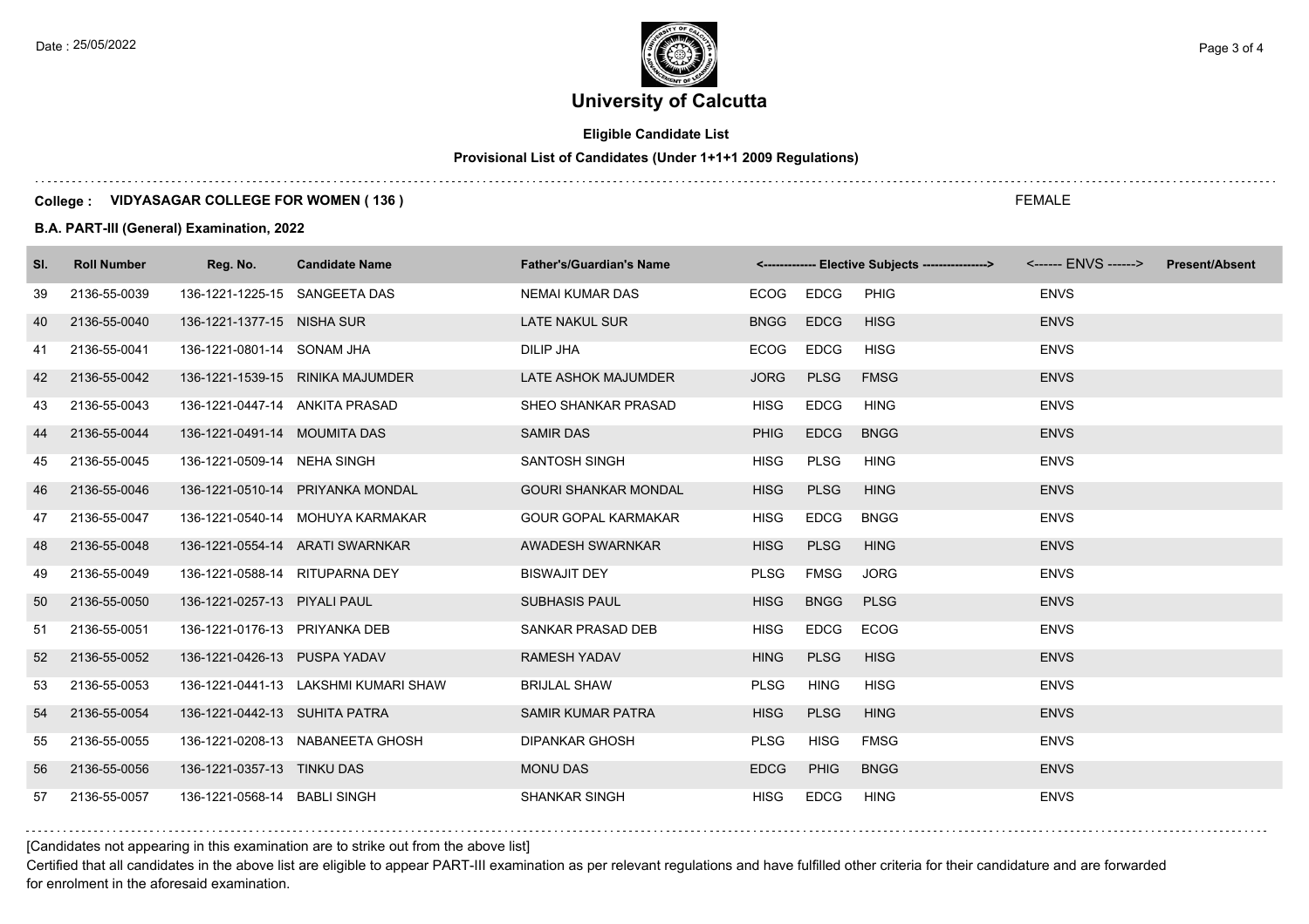# University of Calcutta

**Eligible Candidate List**

**Provisional List of Candidates (Under 1+1+1 2009 Regulations)**

**College : VIDYASAGAR COLLEGE FOR WOMEN ( 136 )** FEMALE

**B.A. PART-III (General) Examination, 2022**

| Sl. | Roll Number | Reg. No. | Candidate Name | Father's/Guardian's Name | <------------- Elective Subjects ---------------> | | | <------ ENVS ------> | Present/Absent |
|---|---|---|---|---|---|---|---|---|---|
| 39 | 2136-55-0039 | 136-1221-1225-15 | SANGEETA DAS | NEMAI KUMAR DAS | ECOG | EDCG | PHIG | ENVS | |
| 40 | 2136-55-0040 | 136-1221-1377-15 | NISHA SUR | LATE NAKUL SUR | BNGG | EDCG | HISG | ENVS | |
| 41 | 2136-55-0041 | 136-1221-0801-14 | SONAM JHA | DILIP JHA | ECOG | EDCG | HISG | ENVS | |
| 42 | 2136-55-0042 | 136-1221-1539-15 | RINIKA MAJUMDER | LATE ASHOK MAJUMDER | JORG | PLSG | FMSG | ENVS | |
| 43 | 2136-55-0043 | 136-1221-0447-14 | ANKITA PRASAD | SHEO SHANKAR PRASAD | HISG | EDCG | HING | ENVS | |
| 44 | 2136-55-0044 | 136-1221-0491-14 | MOUMITA DAS | SAMIR DAS | PHIG | EDCG | BNGG | ENVS | |
| 45 | 2136-55-0045 | 136-1221-0509-14 | NEHA SINGH | SANTOSH SINGH | HISG | PLSG | HING | ENVS | |
| 46 | 2136-55-0046 | 136-1221-0510-14 | PRIYANKA MONDAL | GOURI SHANKAR MONDAL | HISG | PLSG | HING | ENVS | |
| 47 | 2136-55-0047 | 136-1221-0540-14 | MOHUYA KARMAKAR | GOUR GOPAL KARMAKAR | HISG | EDCG | BNGG | ENVS | |
| 48 | 2136-55-0048 | 136-1221-0554-14 | ARATI SWARNKAR | AWADESH SWARNKAR | HISG | PLSG | HING | ENVS | |
| 49 | 2136-55-0049 | 136-1221-0588-14 | RITUPARNA DEY | BISWAJIT DEY | PLSG | FMSG | JORG | ENVS | |
| 50 | 2136-55-0050 | 136-1221-0257-13 | PIYALI PAUL | SUBHASIS PAUL | HISG | BNGG | PLSG | ENVS | |
| 51 | 2136-55-0051 | 136-1221-0176-13 | PRIYANKA DEB | SANKAR PRASAD DEB | HISG | EDCG | ECOG | ENVS | |
| 52 | 2136-55-0052 | 136-1221-0426-13 | PUSPA YADAV | RAMESH YADAV | HING | PLSG | HISG | ENVS | |
| 53 | 2136-55-0053 | 136-1221-0441-13 | LAKSHMI KUMARI SHAW | BRIJLAL SHAW | PLSG | HING | HISG | ENVS | |
| 54 | 2136-55-0054 | 136-1221-0442-13 | SUHITA PATRA | SAMIR KUMAR PATRA | HISG | PLSG | HING | ENVS | |
| 55 | 2136-55-0055 | 136-1221-0208-13 | NABANEETA GHOSH | DIPANKAR GHOSH | PLSG | HISG | FMSG | ENVS | |
| 56 | 2136-55-0056 | 136-1221-0357-13 | TINKU DAS | MONU DAS | EDCG | PHIG | BNGG | ENVS | |
| 57 | 2136-55-0057 | 136-1221-0568-14 | BABLI SINGH | SHANKAR SINGH | HISG | EDCG | HING | ENVS | |

[Candidates not appearing in this examination are to strike out from the above list]

Certified that all candidates in the above list are eligible to appear PART-III examination as per relevant regulations and have fulfilled other criteria for their candidature and are forwarded for enrolment in the aforesaid examination.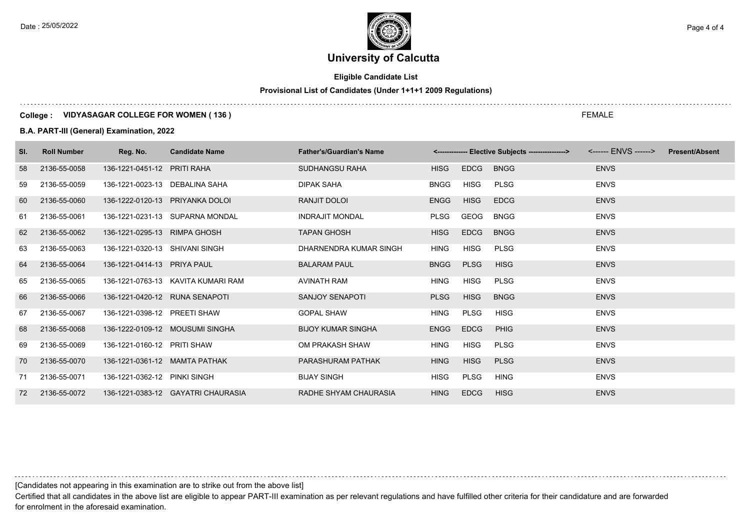# University of Calcutta

**Eligible Candidate List**

**Provisional List of Candidates (Under 1+1+1 2009 Regulations)**

**College : VIDYASAGAR COLLEGE FOR WOMEN ( 136 )** FEMALE

**B.A. PART-III (General) Examination, 2022**

| Sl. | Roll Number | Reg. No. | Candidate Name | Father's/Guardian's Name | <------------- Elective Subjects ----------------> | | | <------ ENVS ------> | Present/Absent |
|---|---|---|---|---|---|---|---|---|---|
| 58 | 2136-55-0058 | 136-1221-0451-12 | PRITI RAHA | SUDHANGSU RAHA | HISG | EDCG | BNGG | ENVS | |
| 59 | 2136-55-0059 | 136-1221-0023-13 | DEBALINA SAHA | DIPAK SAHA | BNGG | HISG | PLSG | ENVS | |
| 60 | 2136-55-0060 | 136-1222-0120-13 | PRIYANKA DOLOI | RANJIT DOLOI | ENGG | HISG | EDCG | ENVS | |
| 61 | 2136-55-0061 | 136-1221-0231-13 | SUPARNA MONDAL | INDRAJIT MONDAL | PLSG | GEOG | BNGG | ENVS | |
| 62 | 2136-55-0062 | 136-1221-0295-13 | RIMPA GHOSH | TAPAN GHOSH | HISG | EDCG | BNGG | ENVS | |
| 63 | 2136-55-0063 | 136-1221-0320-13 | SHIVANI SINGH | DHARNENDRA KUMAR SINGH | HING | HISG | PLSG | ENVS | |
| 64 | 2136-55-0064 | 136-1221-0414-13 | PRIYA PAUL | BALARAM PAUL | BNGG | PLSG | HISG | ENVS | |
| 65 | 2136-55-0065 | 136-1221-0763-13 | KAVITA KUMARI RAM | AVINATH RAM | HING | HISG | PLSG | ENVS | |
| 66 | 2136-55-0066 | 136-1221-0420-12 | RUNA SENAPOTI | SANJOY SENAPOTI | PLSG | HISG | BNGG | ENVS | |
| 67 | 2136-55-0067 | 136-1221-0398-12 | PREETI SHAW | GOPAL SHAW | HING | PLSG | HISG | ENVS | |
| 68 | 2136-55-0068 | 136-1222-0109-12 | MOUSUMI SINGHA | BIJOY KUMAR SINGHA | ENGG | EDCG | PHIG | ENVS | |
| 69 | 2136-55-0069 | 136-1221-0160-12 | PRITI SHAW | OM PRAKASH SHAW | HING | HISG | PLSG | ENVS | |
| 70 | 2136-55-0070 | 136-1221-0361-12 | MAMTA PATHAK | PARASHURAM PATHAK | HING | HISG | PLSG | ENVS | |
| 71 | 2136-55-0071 | 136-1221-0362-12 | PINKI SINGH | BIJAY SINGH | HISG | PLSG | HING | ENVS | |
| 72 | 2136-55-0072 | 136-1221-0383-12 | GAYATRI CHAURASIA | RADHE SHYAM CHAURASIA | HING | EDCG | HISG | ENVS | |

[Candidates not appearing in this examination are to strike out from the above list]

Certified that all candidates in the above list are eligible to appear PART-III examination as per relevant regulations and have fulfilled other criteria for their candidature and are forwarded for enrolment in the aforesaid examination.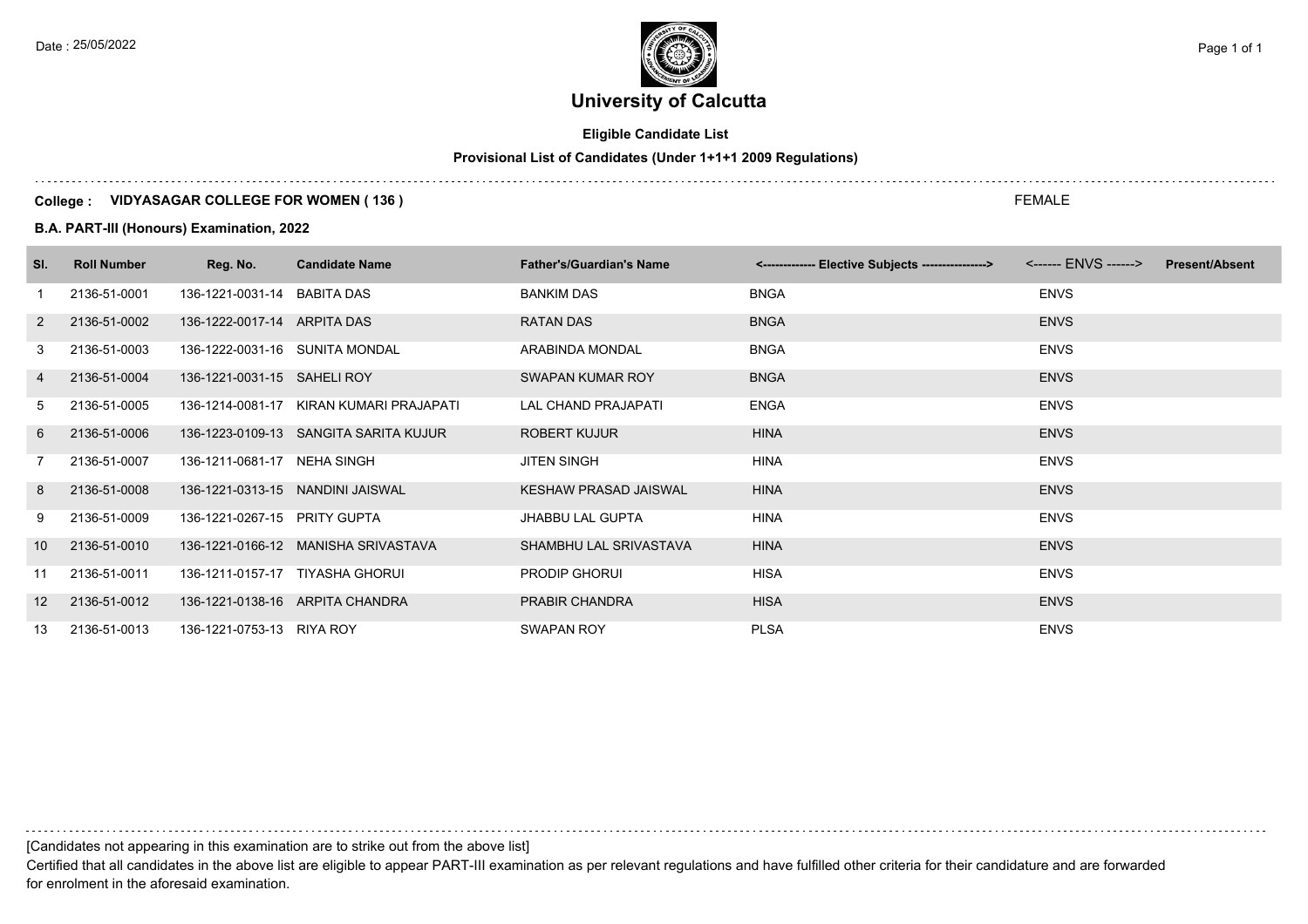# University of Calcutta

**Eligible Candidate List**

**Provisional List of Candidates (Under 1+1+1 2009 Regulations)**

**College : VIDYASAGAR COLLEGE FOR WOMEN ( 136 )** FEMALE

**B.A. PART-III (Honours) Examination, 2022**

| Sl. | Roll Number | Reg. No. | Candidate Name | Father's/Guardian's Name | <------------- Elective Subjects ----------------> | <------ ENVS ------> | Present/Absent |
|---|---|---|---|---|---|---|---|
| 1 | 2136-51-0001 | 136-1221-0031-14 | BABITA DAS | BANKIM DAS | BNGA | ENVS | |
| 2 | 2136-51-0002 | 136-1222-0017-14 | ARPITA DAS | RATAN DAS | BNGA | ENVS | |
| 3 | 2136-51-0003 | 136-1222-0031-16 | SUNITA MONDAL | ARABINDA MONDAL | BNGA | ENVS | |
| 4 | 2136-51-0004 | 136-1221-0031-15 | SAHELI ROY | SWAPAN KUMAR ROY | BNGA | ENVS | |
| 5 | 2136-51-0005 | 136-1214-0081-17 | KIRAN KUMARI PRAJAPATI | LAL CHAND PRAJAPATI | ENGA | ENVS | |
| 6 | 2136-51-0006 | 136-1223-0109-13 | SANGITA SARITA KUJUR | ROBERT KUJUR | HINA | ENVS | |
| 7 | 2136-51-0007 | 136-1211-0681-17 | NEHA SINGH | JITEN SINGH | HINA | ENVS | |
| 8 | 2136-51-0008 | 136-1221-0313-15 | NANDINI JAISWAL | KESHAW PRASAD JAISWAL | HINA | ENVS | |
| 9 | 2136-51-0009 | 136-1221-0267-15 | PRITY GUPTA | JHABBU LAL GUPTA | HINA | ENVS | |
| 10 | 2136-51-0010 | 136-1221-0166-12 | MANISHA SRIVASTAVA | SHAMBHU LAL SRIVASTAVA | HINA | ENVS | |
| 11 | 2136-51-0011 | 136-1211-0157-17 | TIYASHA GHORUI | PRODIP GHORUI | HISA | ENVS | |
| 12 | 2136-51-0012 | 136-1221-0138-16 | ARPITA CHANDRA | PRABIR CHANDRA | HISA | ENVS | |
| 13 | 2136-51-0013 | 136-1221-0753-13 | RIYA ROY | SWAPAN ROY | PLSA | ENVS | |

[Candidates not appearing in this examination are to strike out from the above list]

Certified that all candidates in the above list are eligible to appear PART-III examination as per relevant regulations and have fulfilled other criteria for their candidature and are forwarded for enrolment in the aforesaid examination.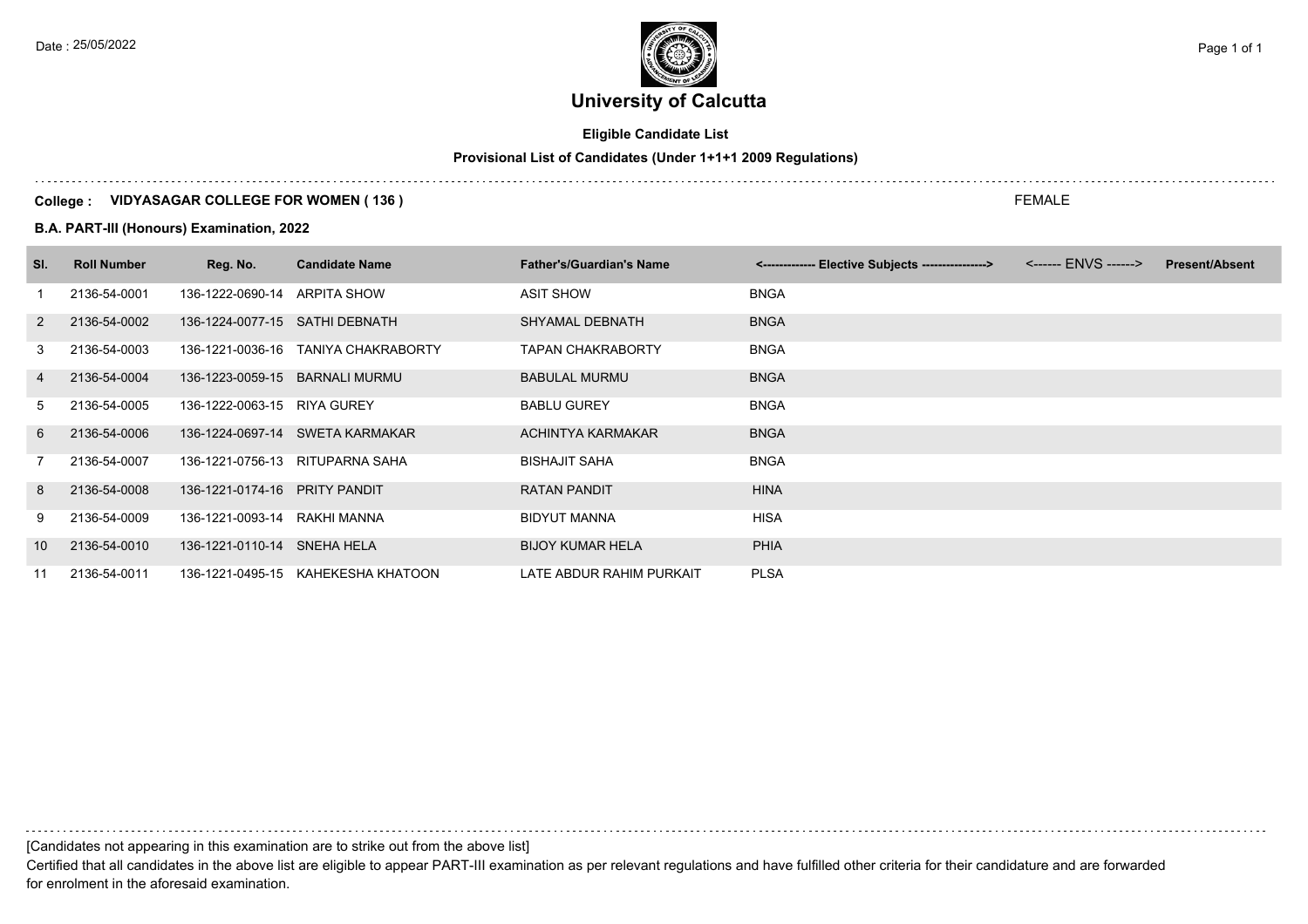Date : 25/05/2022

# University of Calcutta

**Eligible Candidate List**

**Provisional List of Candidates (Under 1+1+1 2009 Regulations)**

**College : VIDYASAGAR COLLEGE FOR WOMEN ( 136 )** FEMALE

**B.A. PART-III (Honours) Examination, 2022**

| Sl. | Roll Number | Reg. No. | Candidate Name | Father's/Guardian's Name | <------------- Elective Subjects ----------------> | <------ ENVS ------> | Present/Absent |
|---|---|---|---|---|---|---|---|
| 1 | 2136-54-0001 | 136-1222-0690-14 | ARPITA SHOW | ASIT SHOW | BNGA | | |
| 2 | 2136-54-0002 | 136-1224-0077-15 | SATHI DEBNATH | SHYAMAL DEBNATH | BNGA | | |
| 3 | 2136-54-0003 | 136-1221-0036-16 | TANIYA CHAKRABORTY | TAPAN CHAKRABORTY | BNGA | | |
| 4 | 2136-54-0004 | 136-1223-0059-15 | BARNALI MURMU | BABULAL MURMU | BNGA | | |
| 5 | 2136-54-0005 | 136-1222-0063-15 | RIYA GUREY | BABLU GUREY | BNGA | | |
| 6 | 2136-54-0006 | 136-1224-0697-14 | SWETA KARMAKAR | ACHINTYA KARMAKAR | BNGA | | |
| 7 | 2136-54-0007 | 136-1221-0756-13 | RITUPARNA SAHA | BISHAJIT SAHA | BNGA | | |
| 8 | 2136-54-0008 | 136-1221-0174-16 | PRITY PANDIT | RATAN PANDIT | HINA | | |
| 9 | 2136-54-0009 | 136-1221-0093-14 | RAKHI MANNA | BIDYUT MANNA | HISA | | |
| 10 | 2136-54-0010 | 136-1221-0110-14 | SNEHA HELA | BIJOY KUMAR HELA | PHIA | | |
| 11 | 2136-54-0011 | 136-1221-0495-15 | KAHEKESHA KHATOON | LATE ABDUR RAHIM PURKAIT | PLSA | | |

[Candidates not appearing in this examination are to strike out from the above list]

Certified that all candidates in the above list are eligible to appear PART-III examination as per relevant regulations and have fulfilled other criteria for their candidature and are forwarded for enrolment in the aforesaid examination.